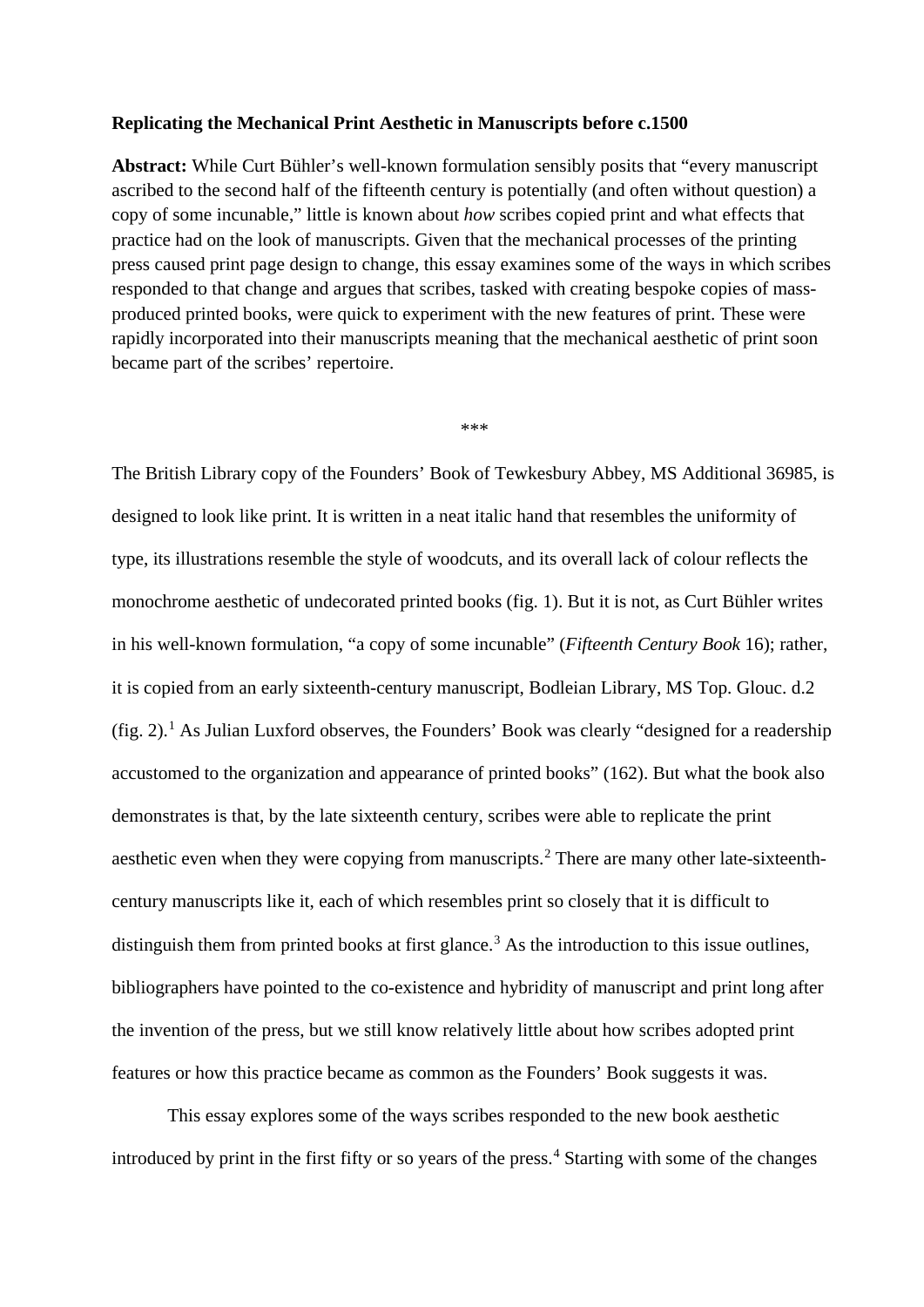**Replicating the Mechanical Print Aesthetic in Manuscripts before c.1500**

**Abstract:** While Curt Bühler's well-known formulation sensibly posits that "every manuscript ascribed to the second half of the fifteenth century is potentially (and often without question) a copy of some incunable," little is known about *how* scribes copied print and what effects that practice had on the look of manuscripts. Given that the mechanical processes of the printing press caused print page design to change, this essay examines some of the ways in which scribes responded to that change and argues that scribes, tasked with creating bespoke copies of mass-produced printed books, were quick to experiment with the new features of print. These were rapidly incorporated into their manuscripts meaning that the mechanical aesthetic of print soon became part of the scribes' repertoire.

***

The British Library copy of the Founders' Book of Tewkesbury Abbey, MS Additional 36985, is designed to look like print. It is written in a neat italic hand that resembles the uniformity of type, its illustrations resemble the style of woodcuts, and its overall lack of colour reflects the monochrome aesthetic of undecorated printed books (fig. 1). But it is not, as Curt Bühler writes in his well-known formulation, "a copy of some incunable" (*Fifteenth Century Book* 16); rather, it is copied from an early sixteenth-century manuscript, Bodleian Library, MS Top. Glouc. d.2 (fig. 2).[1] As Julian Luxford observes, the Founders' Book was clearly "designed for a readership accustomed to the organization and appearance of printed books" (162). But what the book also demonstrates is that, by the late sixteenth century, scribes were able to replicate the print aesthetic even when they were copying from manuscripts.[2] There are many other late-sixteenth-century manuscripts like it, each of which resembles print so closely that it is difficult to distinguish them from printed books at first glance.[3] As the introduction to this issue outlines, bibliographers have pointed to the co-existence and hybridity of manuscript and print long after the invention of the press, but we still know relatively little about how scribes adopted print features or how this practice became as common as the Founders' Book suggests it was.

This essay explores some of the ways scribes responded to the new book aesthetic introduced by print in the first fifty or so years of the press.[4] Starting with some of the changes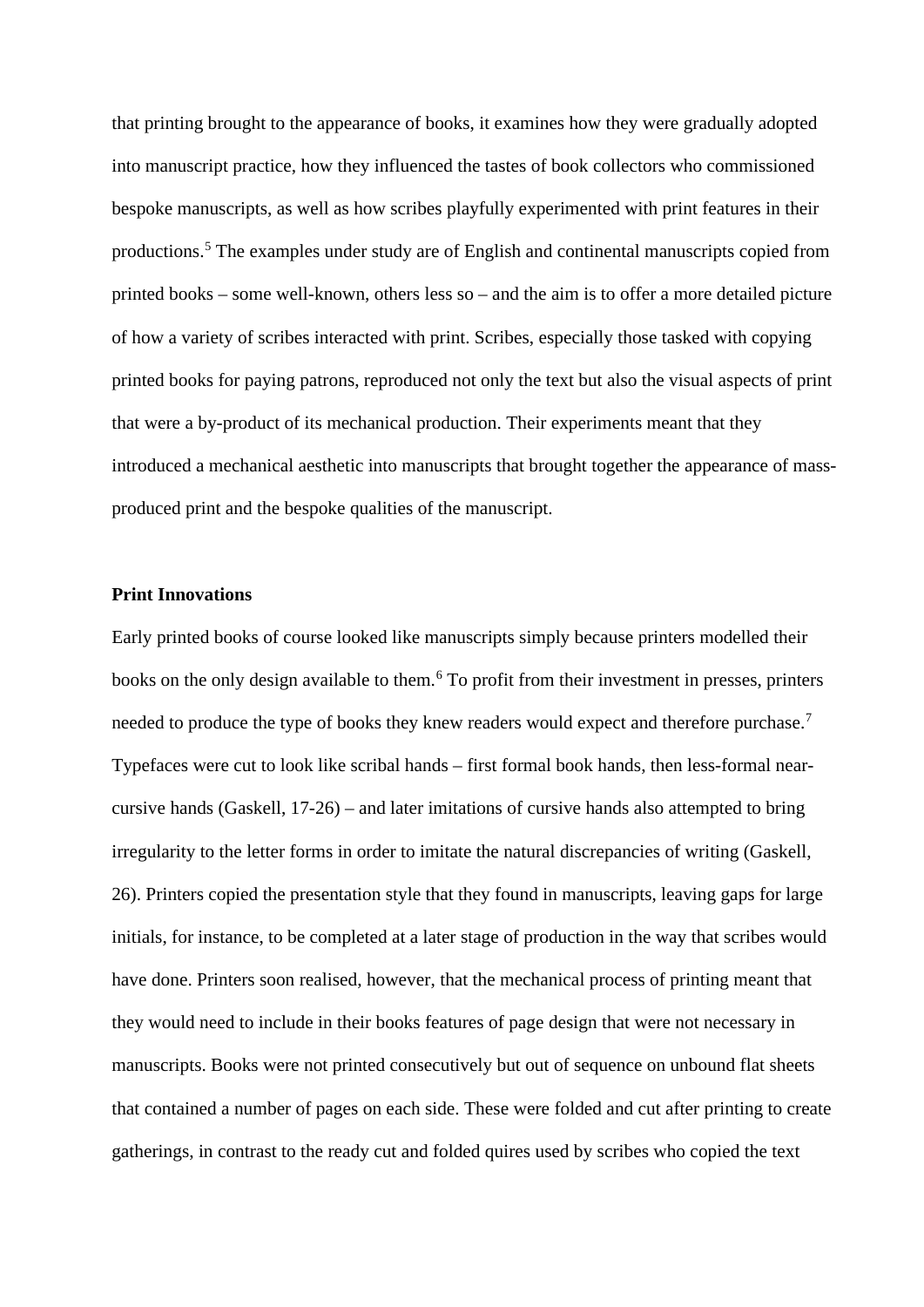that printing brought to the appearance of books, it examines how they were gradually adopted into manuscript practice, how they influenced the tastes of book collectors who commissioned bespoke manuscripts, as well as how scribes playfully experimented with print features in their productions.[5] The examples under study are of English and continental manuscripts copied from printed books – some well-known, others less so – and the aim is to offer a more detailed picture of how a variety of scribes interacted with print. Scribes, especially those tasked with copying printed books for paying patrons, reproduced not only the text but also the visual aspects of print that were a by-product of its mechanical production. Their experiments meant that they introduced a mechanical aesthetic into manuscripts that brought together the appearance of mass-produced print and the bespoke qualities of the manuscript.

**Print Innovations**

Early printed books of course looked like manuscripts simply because printers modelled their books on the only design available to them.[6] To profit from their investment in presses, printers needed to produce the type of books they knew readers would expect and therefore purchase.[7] Typefaces were cut to look like scribal hands – first formal book hands, then less-formal near-cursive hands (Gaskell, 17-26) – and later imitations of cursive hands also attempted to bring irregularity to the letter forms in order to imitate the natural discrepancies of writing (Gaskell, 26). Printers copied the presentation style that they found in manuscripts, leaving gaps for large initials, for instance, to be completed at a later stage of production in the way that scribes would have done. Printers soon realised, however, that the mechanical process of printing meant that they would need to include in their books features of page design that were not necessary in manuscripts. Books were not printed consecutively but out of sequence on unbound flat sheets that contained a number of pages on each side. These were folded and cut after printing to create gatherings, in contrast to the ready cut and folded quires used by scribes who copied the text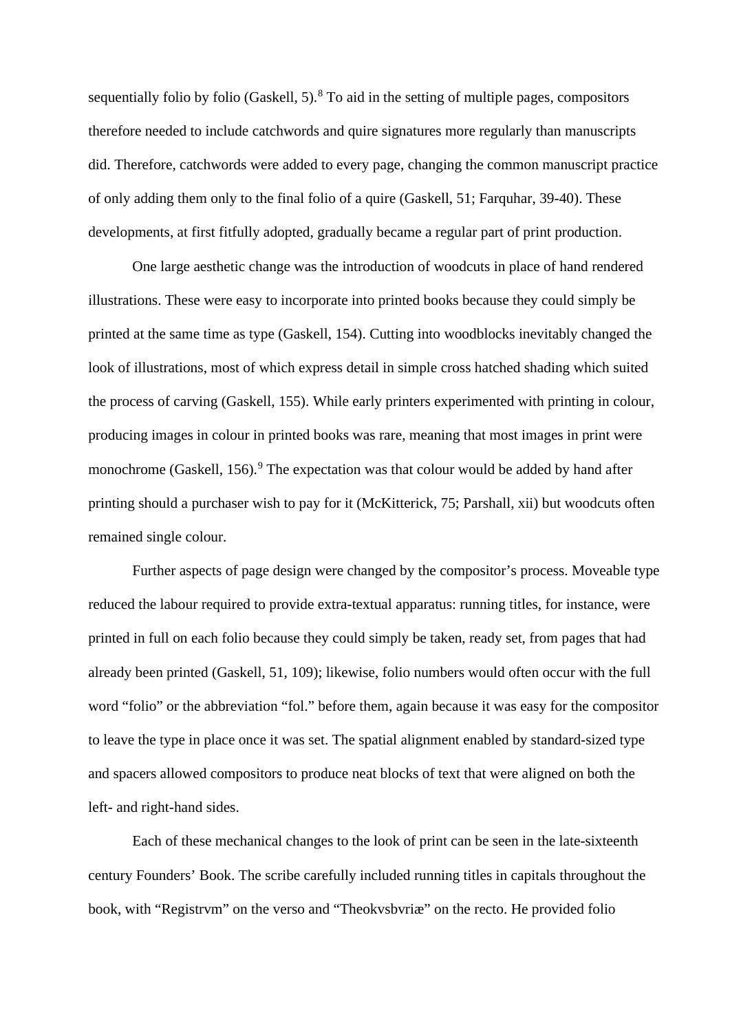sequentially folio by folio (Gaskell, 5).[8] To aid in the setting of multiple pages, compositors therefore needed to include catchwords and quire signatures more regularly than manuscripts did. Therefore, catchwords were added to every page, changing the common manuscript practice of only adding them only to the final folio of a quire (Gaskell, 51; Farquhar, 39-40). These developments, at first fitfully adopted, gradually became a regular part of print production.

One large aesthetic change was the introduction of woodcuts in place of hand rendered illustrations. These were easy to incorporate into printed books because they could simply be printed at the same time as type (Gaskell, 154). Cutting into woodblocks inevitably changed the look of illustrations, most of which express detail in simple cross hatched shading which suited the process of carving (Gaskell, 155). While early printers experimented with printing in colour, producing images in colour in printed books was rare, meaning that most images in print were monochrome (Gaskell, 156).[9] The expectation was that colour would be added by hand after printing should a purchaser wish to pay for it (McKitterick, 75; Parshall, xii) but woodcuts often remained single colour.

Further aspects of page design were changed by the compositor's process. Moveable type reduced the labour required to provide extra-textual apparatus: running titles, for instance, were printed in full on each folio because they could simply be taken, ready set, from pages that had already been printed (Gaskell, 51, 109); likewise, folio numbers would often occur with the full word "folio" or the abbreviation "fol." before them, again because it was easy for the compositor to leave the type in place once it was set. The spatial alignment enabled by standard-sized type and spacers allowed compositors to produce neat blocks of text that were aligned on both the left- and right-hand sides.

Each of these mechanical changes to the look of print can be seen in the late-sixteenth century Founders' Book. The scribe carefully included running titles in capitals throughout the book, with "Registrvm" on the verso and "Theokvsbvriæ" on the recto. He provided folio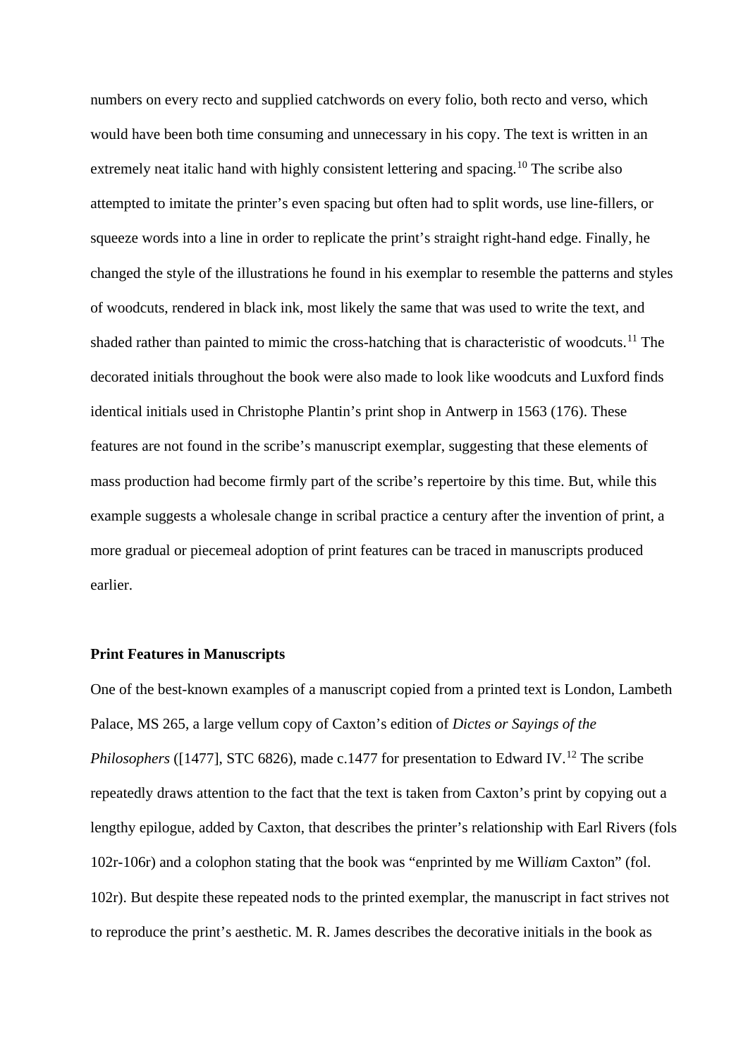numbers on every recto and supplied catchwords on every folio, both recto and verso, which would have been both time consuming and unnecessary in his copy. The text is written in an extremely neat italic hand with highly consistent lettering and spacing.[10] The scribe also attempted to imitate the printer's even spacing but often had to split words, use line-fillers, or squeeze words into a line in order to replicate the print's straight right-hand edge. Finally, he changed the style of the illustrations he found in his exemplar to resemble the patterns and styles of woodcuts, rendered in black ink, most likely the same that was used to write the text, and shaded rather than painted to mimic the cross-hatching that is characteristic of woodcuts.[11] The decorated initials throughout the book were also made to look like woodcuts and Luxford finds identical initials used in Christophe Plantin's print shop in Antwerp in 1563 (176). These features are not found in the scribe's manuscript exemplar, suggesting that these elements of mass production had become firmly part of the scribe's repertoire by this time. But, while this example suggests a wholesale change in scribal practice a century after the invention of print, a more gradual or piecemeal adoption of print features can be traced in manuscripts produced earlier.

**Print Features in Manuscripts**

One of the best-known examples of a manuscript copied from a printed text is London, Lambeth Palace, MS 265, a large vellum copy of Caxton's edition of *Dictes or Sayings of the Philosophers* ([1477], STC 6826), made c.1477 for presentation to Edward IV.[12] The scribe repeatedly draws attention to the fact that the text is taken from Caxton's print by copying out a lengthy epilogue, added by Caxton, that describes the printer's relationship with Earl Rivers (fols 102r-106r) and a colophon stating that the book was "enprinted by me Will*ia*m Caxton" (fol. 102r). But despite these repeated nods to the printed exemplar, the manuscript in fact strives not to reproduce the print's aesthetic. M. R. James describes the decorative initials in the book as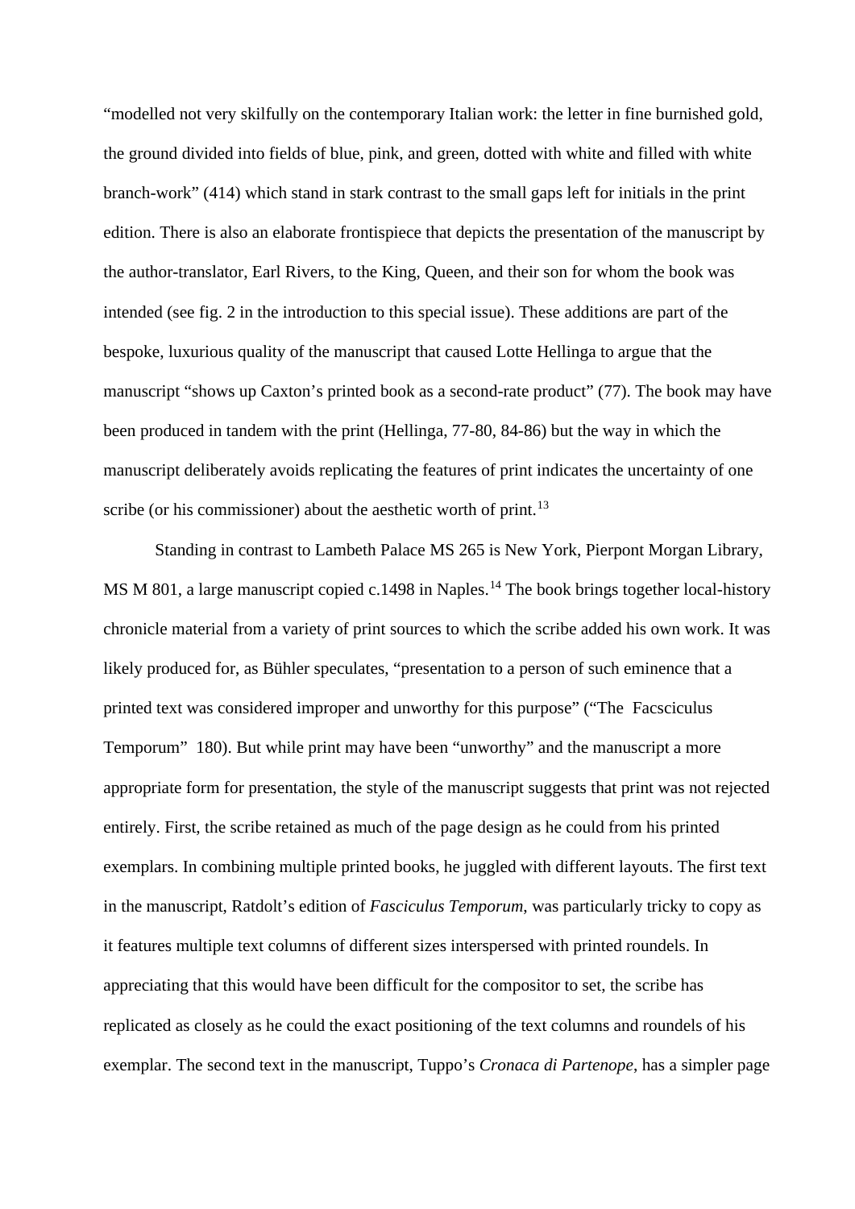"modelled not very skilfully on the contemporary Italian work: the letter in fine burnished gold, the ground divided into fields of blue, pink, and green, dotted with white and filled with white branch-work" (414) which stand in stark contrast to the small gaps left for initials in the print edition. There is also an elaborate frontispiece that depicts the presentation of the manuscript by the author-translator, Earl Rivers, to the King, Queen, and their son for whom the book was intended (see fig. 2 in the introduction to this special issue). These additions are part of the bespoke, luxurious quality of the manuscript that caused Lotte Hellinga to argue that the manuscript "shows up Caxton's printed book as a second-rate product" (77). The book may have been produced in tandem with the print (Hellinga, 77-80, 84-86) but the way in which the manuscript deliberately avoids replicating the features of print indicates the uncertainty of one scribe (or his commissioner) about the aesthetic worth of print.[13]

Standing in contrast to Lambeth Palace MS 265 is New York, Pierpont Morgan Library, MS M 801, a large manuscript copied c.1498 in Naples.[14] The book brings together local-history chronicle material from a variety of print sources to which the scribe added his own work. It was likely produced for, as Bühler speculates, "presentation to a person of such eminence that a printed text was considered improper and unworthy for this purpose" ("The Facsciculus Temporum" 180). But while print may have been "unworthy" and the manuscript a more appropriate form for presentation, the style of the manuscript suggests that print was not rejected entirely. First, the scribe retained as much of the page design as he could from his printed exemplars. In combining multiple printed books, he juggled with different layouts. The first text in the manuscript, Ratdolt's edition of *Fasciculus Temporum*, was particularly tricky to copy as it features multiple text columns of different sizes interspersed with printed roundels. In appreciating that this would have been difficult for the compositor to set, the scribe has replicated as closely as he could the exact positioning of the text columns and roundels of his exemplar. The second text in the manuscript, Tuppo's *Cronaca di Partenope*, has a simpler page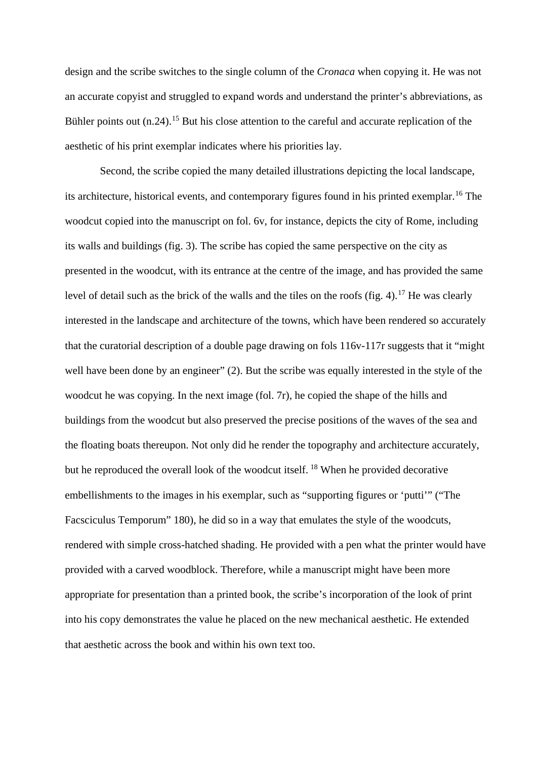design and the scribe switches to the single column of the *Cronaca* when copying it. He was not an accurate copyist and struggled to expand words and understand the printer's abbreviations, as Bühler points out (n.24).[15] But his close attention to the careful and accurate replication of the aesthetic of his print exemplar indicates where his priorities lay.

Second, the scribe copied the many detailed illustrations depicting the local landscape, its architecture, historical events, and contemporary figures found in his printed exemplar.[16] The woodcut copied into the manuscript on fol. 6v, for instance, depicts the city of Rome, including its walls and buildings (fig. 3). The scribe has copied the same perspective on the city as presented in the woodcut, with its entrance at the centre of the image, and has provided the same level of detail such as the brick of the walls and the tiles on the roofs (fig. 4).[17] He was clearly interested in the landscape and architecture of the towns, which have been rendered so accurately that the curatorial description of a double page drawing on fols 116v-117r suggests that it "might well have been done by an engineer" (2). But the scribe was equally interested in the style of the woodcut he was copying. In the next image (fol. 7r), he copied the shape of the hills and buildings from the woodcut but also preserved the precise positions of the waves of the sea and the floating boats thereupon. Not only did he render the topography and architecture accurately, but he reproduced the overall look of the woodcut itself. [18] When he provided decorative embellishments to the images in his exemplar, such as "supporting figures or 'putti'" ("The Facsciculus Temporum" 180), he did so in a way that emulates the style of the woodcuts, rendered with simple cross-hatched shading. He provided with a pen what the printer would have provided with a carved woodblock. Therefore, while a manuscript might have been more appropriate for presentation than a printed book, the scribe's incorporation of the look of print into his copy demonstrates the value he placed on the new mechanical aesthetic. He extended that aesthetic across the book and within his own text too.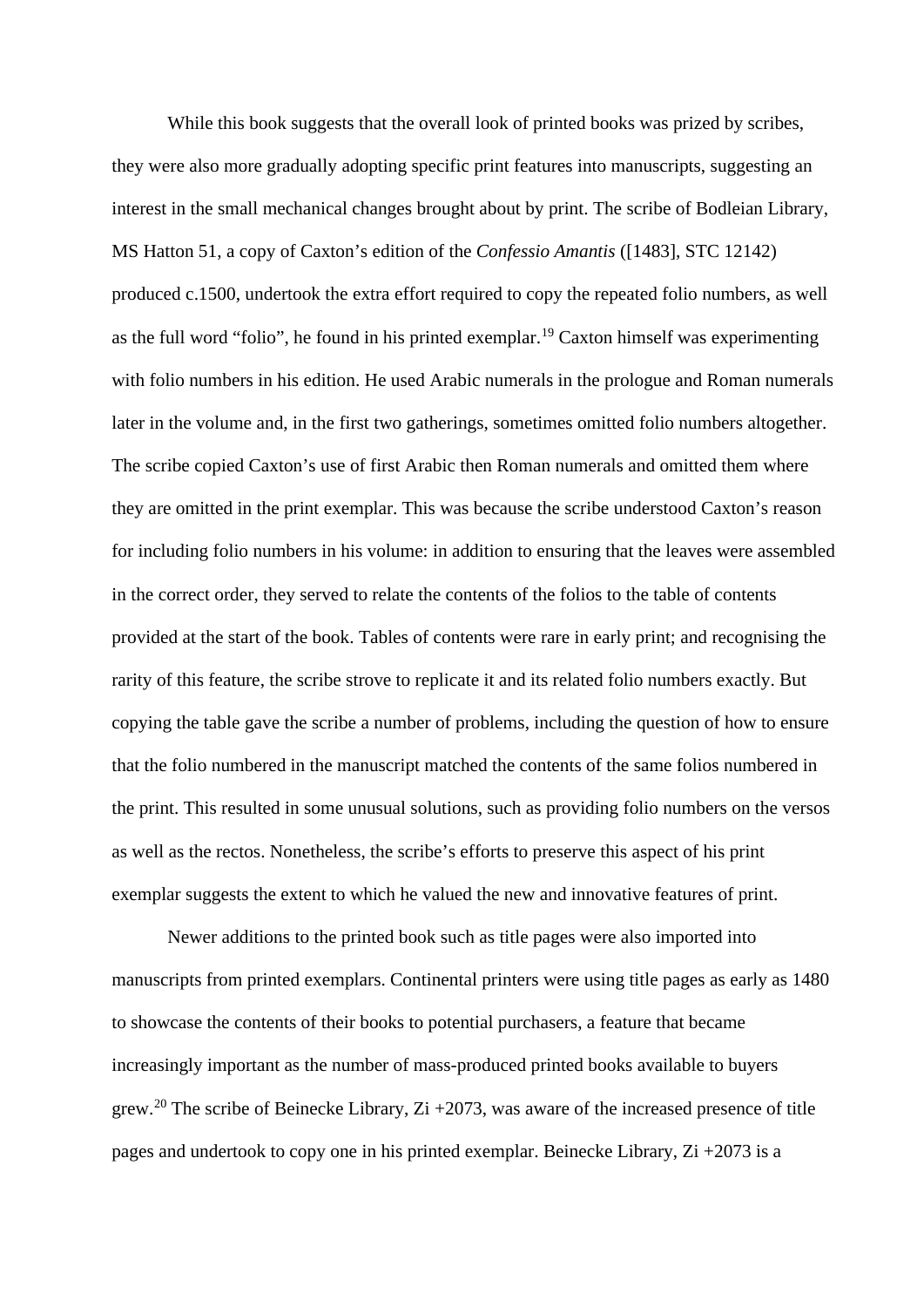While this book suggests that the overall look of printed books was prized by scribes, they were also more gradually adopting specific print features into manuscripts, suggesting an interest in the small mechanical changes brought about by print. The scribe of Bodleian Library, MS Hatton 51, a copy of Caxton's edition of the *Confessio Amantis* ([1483], STC 12142) produced c.1500, undertook the extra effort required to copy the repeated folio numbers, as well as the full word "folio", he found in his printed exemplar.[19] Caxton himself was experimenting with folio numbers in his edition. He used Arabic numerals in the prologue and Roman numerals later in the volume and, in the first two gatherings, sometimes omitted folio numbers altogether. The scribe copied Caxton's use of first Arabic then Roman numerals and omitted them where they are omitted in the print exemplar. This was because the scribe understood Caxton's reason for including folio numbers in his volume: in addition to ensuring that the leaves were assembled in the correct order, they served to relate the contents of the folios to the table of contents provided at the start of the book. Tables of contents were rare in early print; and recognising the rarity of this feature, the scribe strove to replicate it and its related folio numbers exactly. But copying the table gave the scribe a number of problems, including the question of how to ensure that the folio numbered in the manuscript matched the contents of the same folios numbered in the print. This resulted in some unusual solutions, such as providing folio numbers on the versos as well as the rectos. Nonetheless, the scribe's efforts to preserve this aspect of his print exemplar suggests the extent to which he valued the new and innovative features of print.

Newer additions to the printed book such as title pages were also imported into manuscripts from printed exemplars. Continental printers were using title pages as early as 1480 to showcase the contents of their books to potential purchasers, a feature that became increasingly important as the number of mass-produced printed books available to buyers grew.[20] The scribe of Beinecke Library, Zi +2073, was aware of the increased presence of title pages and undertook to copy one in his printed exemplar. Beinecke Library, Zi +2073 is a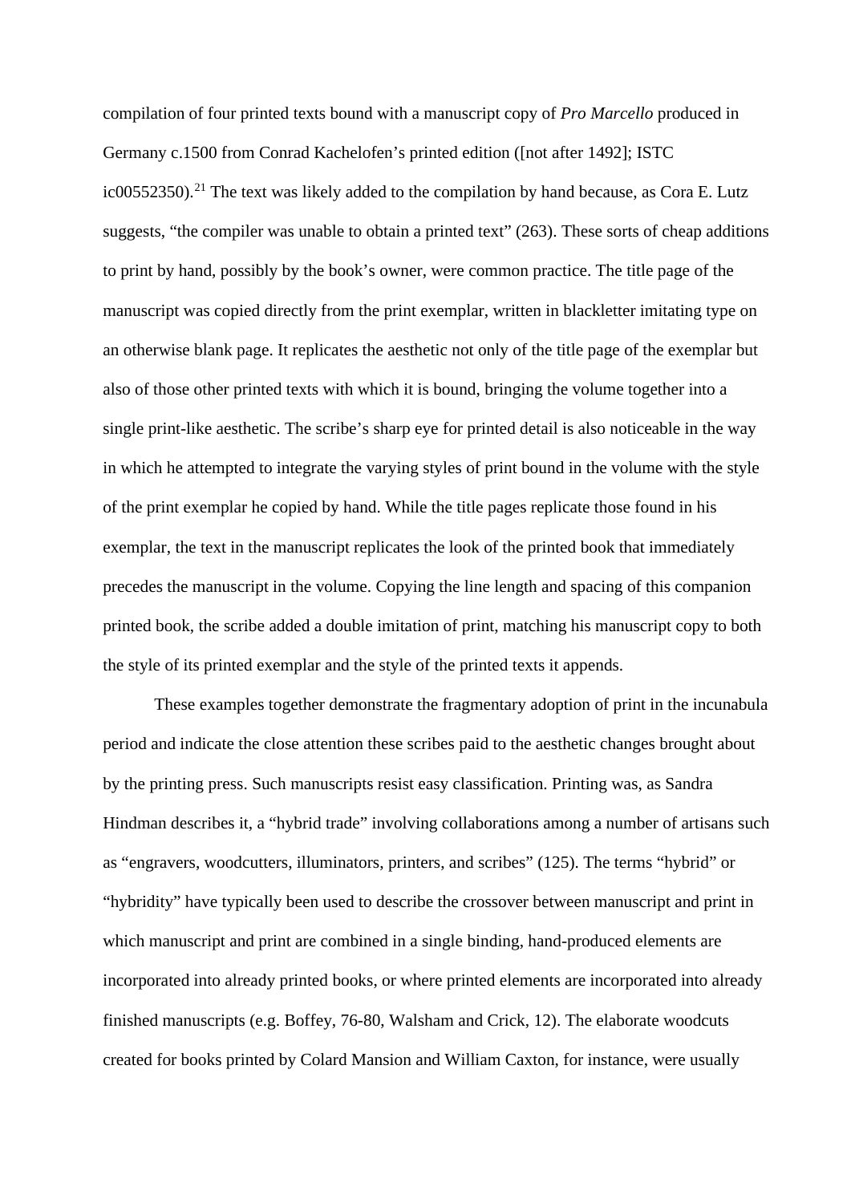compilation of four printed texts bound with a manuscript copy of *Pro Marcello* produced in Germany c.1500 from Conrad Kachelofen's printed edition ([not after 1492]; ISTC ic00552350).[21] The text was likely added to the compilation by hand because, as Cora E. Lutz suggests, "the compiler was unable to obtain a printed text" (263). These sorts of cheap additions to print by hand, possibly by the book's owner, were common practice. The title page of the manuscript was copied directly from the print exemplar, written in blackletter imitating type on an otherwise blank page. It replicates the aesthetic not only of the title page of the exemplar but also of those other printed texts with which it is bound, bringing the volume together into a single print-like aesthetic. The scribe's sharp eye for printed detail is also noticeable in the way in which he attempted to integrate the varying styles of print bound in the volume with the style of the print exemplar he copied by hand. While the title pages replicate those found in his exemplar, the text in the manuscript replicates the look of the printed book that immediately precedes the manuscript in the volume. Copying the line length and spacing of this companion printed book, the scribe added a double imitation of print, matching his manuscript copy to both the style of its printed exemplar and the style of the printed texts it appends.

These examples together demonstrate the fragmentary adoption of print in the incunabula period and indicate the close attention these scribes paid to the aesthetic changes brought about by the printing press. Such manuscripts resist easy classification. Printing was, as Sandra Hindman describes it, a "hybrid trade" involving collaborations among a number of artisans such as "engravers, woodcutters, illuminators, printers, and scribes" (125). The terms "hybrid" or "hybridity" have typically been used to describe the crossover between manuscript and print in which manuscript and print are combined in a single binding, hand-produced elements are incorporated into already printed books, or where printed elements are incorporated into already finished manuscripts (e.g. Boffey, 76-80, Walsham and Crick, 12). The elaborate woodcuts created for books printed by Colard Mansion and William Caxton, for instance, were usually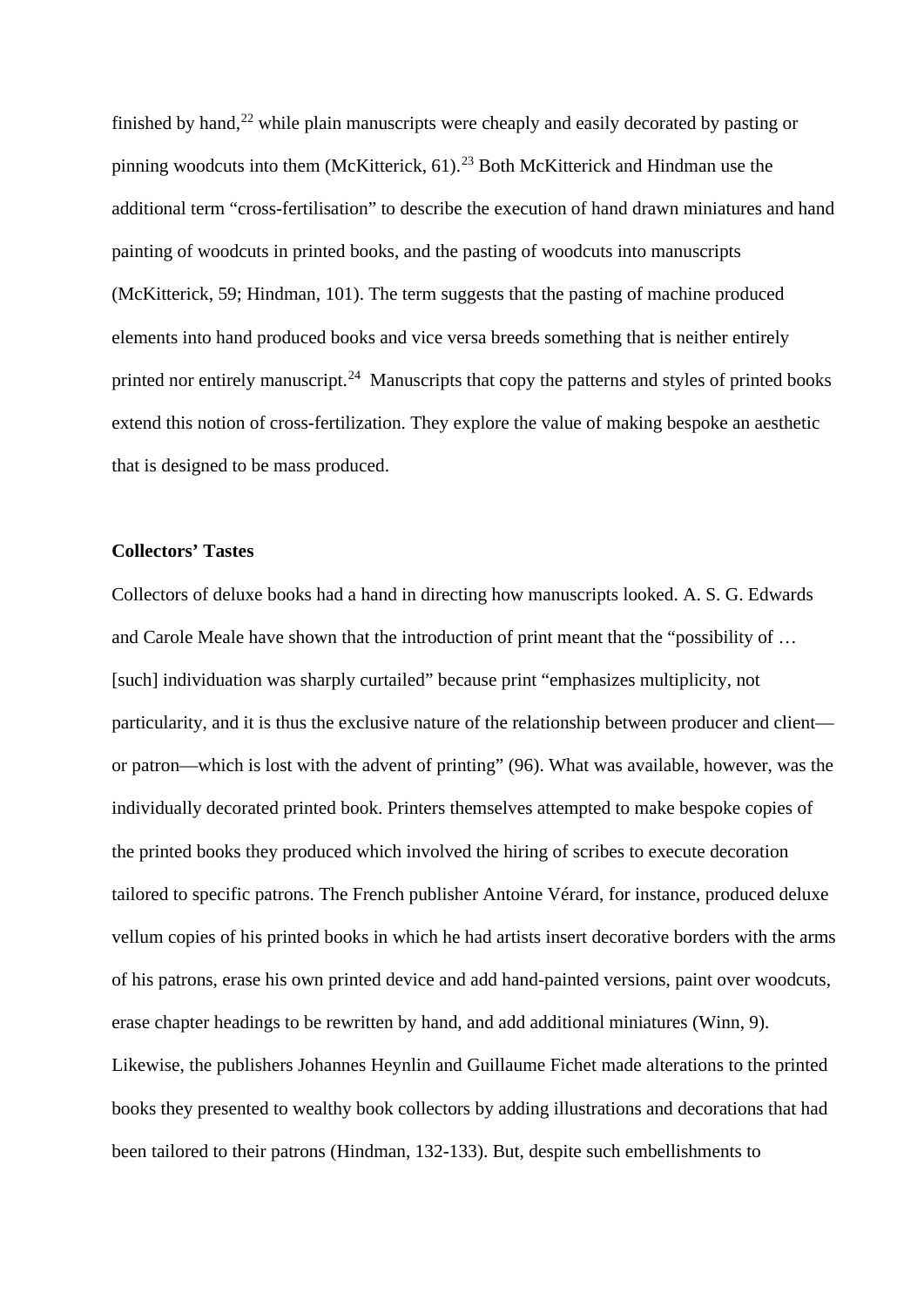finished by hand,[22] while plain manuscripts were cheaply and easily decorated by pasting or pinning woodcuts into them (McKitterick, 61).[23] Both McKitterick and Hindman use the additional term "cross-fertilisation" to describe the execution of hand drawn miniatures and hand painting of woodcuts in printed books, and the pasting of woodcuts into manuscripts (McKitterick, 59; Hindman, 101). The term suggests that the pasting of machine produced elements into hand produced books and vice versa breeds something that is neither entirely printed nor entirely manuscript.[24] Manuscripts that copy the patterns and styles of printed books extend this notion of cross-fertilization. They explore the value of making bespoke an aesthetic that is designed to be mass produced.

**Collectors' Tastes**

Collectors of deluxe books had a hand in directing how manuscripts looked. A. S. G. Edwards and Carole Meale have shown that the introduction of print meant that the "possibility of … [such] individuation was sharply curtailed" because print "emphasizes multiplicity, not particularity, and it is thus the exclusive nature of the relationship between producer and client—or patron—which is lost with the advent of printing" (96). What was available, however, was the individually decorated printed book. Printers themselves attempted to make bespoke copies of the printed books they produced which involved the hiring of scribes to execute decoration tailored to specific patrons. The French publisher Antoine Vérard, for instance, produced deluxe vellum copies of his printed books in which he had artists insert decorative borders with the arms of his patrons, erase his own printed device and add hand-painted versions, paint over woodcuts, erase chapter headings to be rewritten by hand, and add additional miniatures (Winn, 9). Likewise, the publishers Johannes Heynlin and Guillaume Fichet made alterations to the printed books they presented to wealthy book collectors by adding illustrations and decorations that had been tailored to their patrons (Hindman, 132-133). But, despite such embellishments to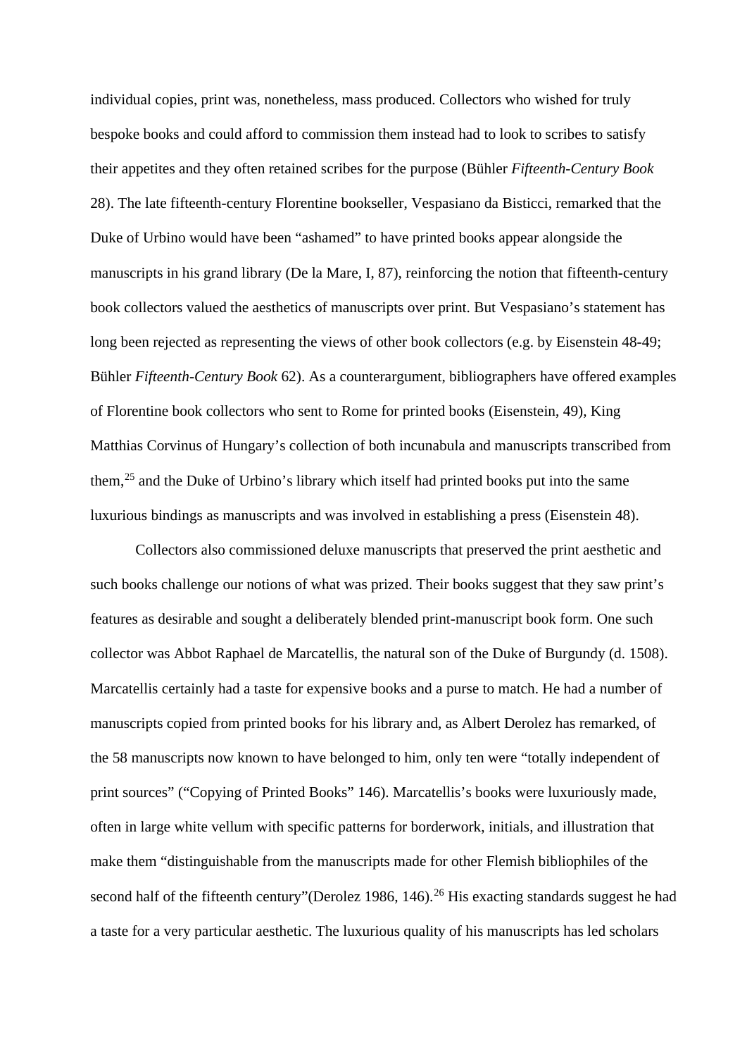individual copies, print was, nonetheless, mass produced. Collectors who wished for truly bespoke books and could afford to commission them instead had to look to scribes to satisfy their appetites and they often retained scribes for the purpose (Bühler *Fifteenth-Century Book* 28). The late fifteenth-century Florentine bookseller, Vespasiano da Bisticci, remarked that the Duke of Urbino would have been "ashamed" to have printed books appear alongside the manuscripts in his grand library (De la Mare, I, 87), reinforcing the notion that fifteenth-century book collectors valued the aesthetics of manuscripts over print. But Vespasiano's statement has long been rejected as representing the views of other book collectors (e.g. by Eisenstein 48-49; Bühler *Fifteenth-Century Book* 62). As a counterargument, bibliographers have offered examples of Florentine book collectors who sent to Rome for printed books (Eisenstein, 49), King Matthias Corvinus of Hungary's collection of both incunabula and manuscripts transcribed from them,[25] and the Duke of Urbino's library which itself had printed books put into the same luxurious bindings as manuscripts and was involved in establishing a press (Eisenstein 48).

Collectors also commissioned deluxe manuscripts that preserved the print aesthetic and such books challenge our notions of what was prized. Their books suggest that they saw print's features as desirable and sought a deliberately blended print-manuscript book form. One such collector was Abbot Raphael de Marcatellis, the natural son of the Duke of Burgundy (d. 1508). Marcatellis certainly had a taste for expensive books and a purse to match. He had a number of manuscripts copied from printed books for his library and, as Albert Derolez has remarked, of the 58 manuscripts now known to have belonged to him, only ten were "totally independent of print sources" ("Copying of Printed Books" 146). Marcatellis's books were luxuriously made, often in large white vellum with specific patterns for borderwork, initials, and illustration that make them "distinguishable from the manuscripts made for other Flemish bibliophiles of the second half of the fifteenth century"(Derolez 1986, 146).[26] His exacting standards suggest he had a taste for a very particular aesthetic. The luxurious quality of his manuscripts has led scholars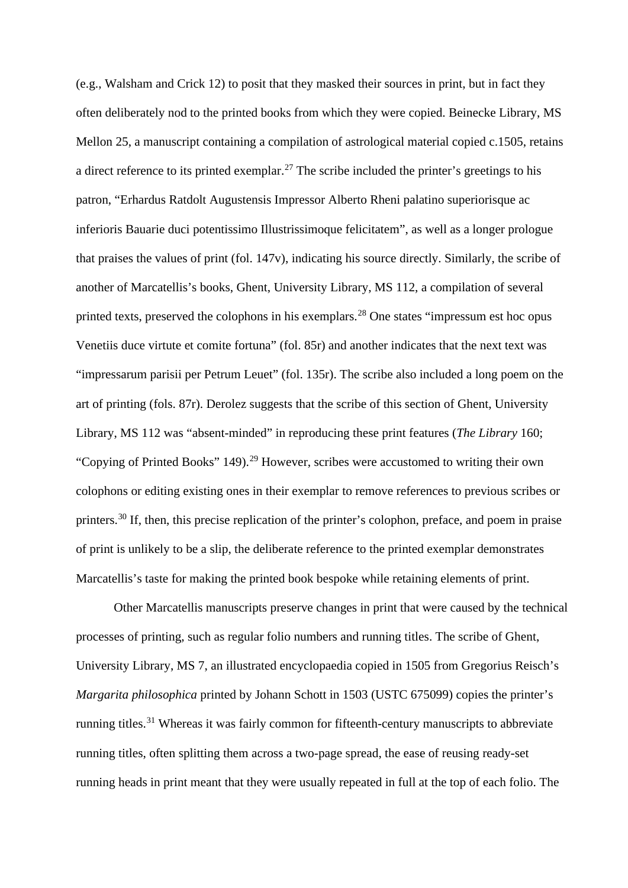(e.g., Walsham and Crick 12) to posit that they masked their sources in print, but in fact they often deliberately nod to the printed books from which they were copied. Beinecke Library, MS Mellon 25, a manuscript containing a compilation of astrological material copied c.1505, retains a direct reference to its printed exemplar.[27] The scribe included the printer's greetings to his patron, "Erhardus Ratdolt Augustensis Impressor Alberto Rheni palatino superiorisque ac inferioris Bauarie duci potentissimo Illustrissimoque felicitatem", as well as a longer prologue that praises the values of print (fol. 147v), indicating his source directly. Similarly, the scribe of another of Marcatellis's books, Ghent, University Library, MS 112, a compilation of several printed texts, preserved the colophons in his exemplars.[28] One states "impressum est hoc opus Venetiis duce virtute et comite fortuna" (fol. 85r) and another indicates that the next text was "impressarum parisii per Petrum Leuet" (fol. 135r). The scribe also included a long poem on the art of printing (fols. 87r). Derolez suggests that the scribe of this section of Ghent, University Library, MS 112 was "absent-minded" in reproducing these print features (*The Library* 160; "Copying of Printed Books" 149).[29] However, scribes were accustomed to writing their own colophons or editing existing ones in their exemplar to remove references to previous scribes or printers.[30] If, then, this precise replication of the printer's colophon, preface, and poem in praise of print is unlikely to be a slip, the deliberate reference to the printed exemplar demonstrates Marcatellis's taste for making the printed book bespoke while retaining elements of print.

Other Marcatellis manuscripts preserve changes in print that were caused by the technical processes of printing, such as regular folio numbers and running titles. The scribe of Ghent, University Library, MS 7, an illustrated encyclopaedia copied in 1505 from Gregorius Reisch's *Margarita philosophica* printed by Johann Schott in 1503 (USTC 675099) copies the printer's running titles.[31] Whereas it was fairly common for fifteenth-century manuscripts to abbreviate running titles, often splitting them across a two-page spread, the ease of reusing ready-set running heads in print meant that they were usually repeated in full at the top of each folio. The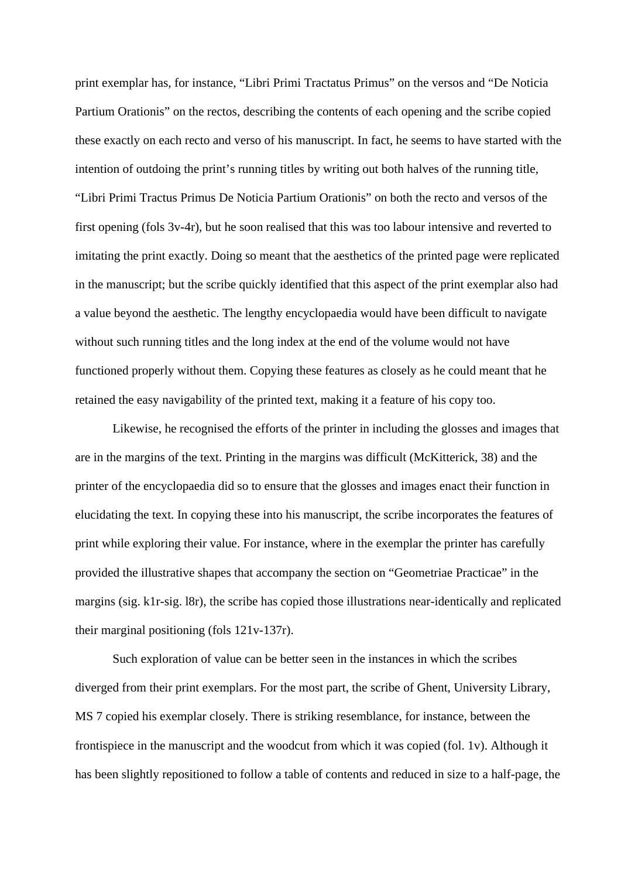print exemplar has, for instance, “Libri Primi Tractatus Primus” on the versos and “De Noticia Partium Orationis” on the rectos, describing the contents of each opening and the scribe copied these exactly on each recto and verso of his manuscript. In fact, he seems to have started with the intention of outdoing the print’s running titles by writing out both halves of the running title, “Libri Primi Tractus Primus De Noticia Partium Orationis” on both the recto and versos of the first opening (fols 3v-4r), but he soon realised that this was too labour intensive and reverted to imitating the print exactly. Doing so meant that the aesthetics of the printed page were replicated in the manuscript; but the scribe quickly identified that this aspect of the print exemplar also had a value beyond the aesthetic. The lengthy encyclopaedia would have been difficult to navigate without such running titles and the long index at the end of the volume would not have functioned properly without them. Copying these features as closely as he could meant that he retained the easy navigability of the printed text, making it a feature of his copy too.

Likewise, he recognised the efforts of the printer in including the glosses and images that are in the margins of the text. Printing in the margins was difficult (McKitterick, 38) and the printer of the encyclopaedia did so to ensure that the glosses and images enact their function in elucidating the text. In copying these into his manuscript, the scribe incorporates the features of print while exploring their value. For instance, where in the exemplar the printer has carefully provided the illustrative shapes that accompany the section on “Geometriae Practicae” in the margins (sig. k1r-sig. l8r), the scribe has copied those illustrations near-identically and replicated their marginal positioning (fols 121v-137r).

Such exploration of value can be better seen in the instances in which the scribes diverged from their print exemplars. For the most part, the scribe of Ghent, University Library, MS 7 copied his exemplar closely. There is striking resemblance, for instance, between the frontispiece in the manuscript and the woodcut from which it was copied (fol. 1v). Although it has been slightly repositioned to follow a table of contents and reduced in size to a half-page, the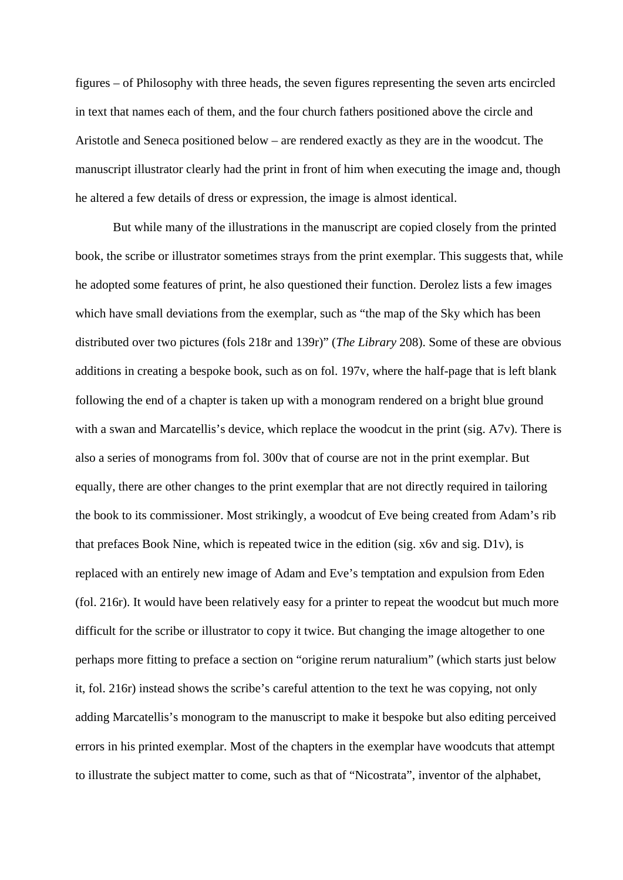figures – of Philosophy with three heads, the seven figures representing the seven arts encircled in text that names each of them, and the four church fathers positioned above the circle and Aristotle and Seneca positioned below – are rendered exactly as they are in the woodcut. The manuscript illustrator clearly had the print in front of him when executing the image and, though he altered a few details of dress or expression, the image is almost identical.

But while many of the illustrations in the manuscript are copied closely from the printed book, the scribe or illustrator sometimes strays from the print exemplar. This suggests that, while he adopted some features of print, he also questioned their function. Derolez lists a few images which have small deviations from the exemplar, such as "the map of the Sky which has been distributed over two pictures (fols 218r and 139r)" (*The Library* 208). Some of these are obvious additions in creating a bespoke book, such as on fol. 197v, where the half-page that is left blank following the end of a chapter is taken up with a monogram rendered on a bright blue ground with a swan and Marcatellis's device, which replace the woodcut in the print (sig. A7v). There is also a series of monograms from fol. 300v that of course are not in the print exemplar. But equally, there are other changes to the print exemplar that are not directly required in tailoring the book to its commissioner. Most strikingly, a woodcut of Eve being created from Adam's rib that prefaces Book Nine, which is repeated twice in the edition (sig. x6v and sig. D1v), is replaced with an entirely new image of Adam and Eve's temptation and expulsion from Eden (fol. 216r). It would have been relatively easy for a printer to repeat the woodcut but much more difficult for the scribe or illustrator to copy it twice. But changing the image altogether to one perhaps more fitting to preface a section on "origine rerum naturalium" (which starts just below it, fol. 216r) instead shows the scribe's careful attention to the text he was copying, not only adding Marcatellis's monogram to the manuscript to make it bespoke but also editing perceived errors in his printed exemplar. Most of the chapters in the exemplar have woodcuts that attempt to illustrate the subject matter to come, such as that of "Nicostrata", inventor of the alphabet,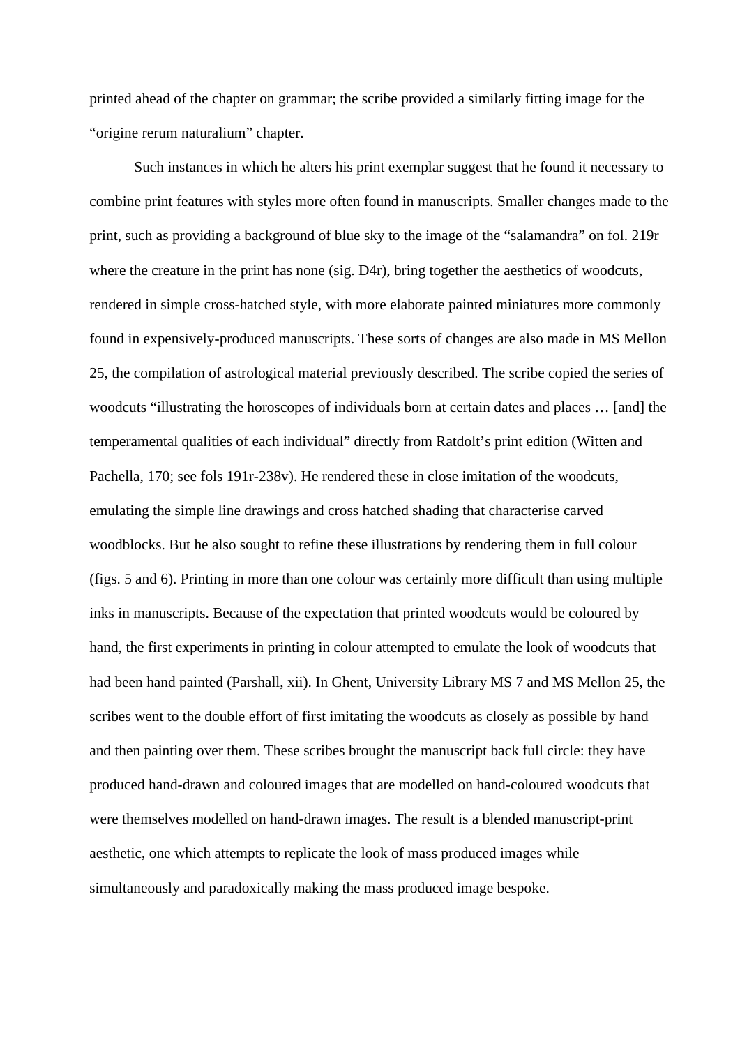printed ahead of the chapter on grammar; the scribe provided a similarly fitting image for the “origine rerum naturalium” chapter.

Such instances in which he alters his print exemplar suggest that he found it necessary to combine print features with styles more often found in manuscripts. Smaller changes made to the print, such as providing a background of blue sky to the image of the “salamandra” on fol. 219r where the creature in the print has none (sig. D4r), bring together the aesthetics of woodcuts, rendered in simple cross-hatched style, with more elaborate painted miniatures more commonly found in expensively-produced manuscripts. These sorts of changes are also made in MS Mellon 25, the compilation of astrological material previously described. The scribe copied the series of woodcuts “illustrating the horoscopes of individuals born at certain dates and places … [and] the temperamental qualities of each individual” directly from Ratdolt’s print edition (Witten and Pachella, 170; see fols 191r-238v). He rendered these in close imitation of the woodcuts, emulating the simple line drawings and cross hatched shading that characterise carved woodblocks. But he also sought to refine these illustrations by rendering them in full colour (figs. 5 and 6). Printing in more than one colour was certainly more difficult than using multiple inks in manuscripts. Because of the expectation that printed woodcuts would be coloured by hand, the first experiments in printing in colour attempted to emulate the look of woodcuts that had been hand painted (Parshall, xii). In Ghent, University Library MS 7 and MS Mellon 25, the scribes went to the double effort of first imitating the woodcuts as closely as possible by hand and then painting over them. These scribes brought the manuscript back full circle: they have produced hand-drawn and coloured images that are modelled on hand-coloured woodcuts that were themselves modelled on hand-drawn images. The result is a blended manuscript-print aesthetic, one which attempts to replicate the look of mass produced images while simultaneously and paradoxically making the mass produced image bespoke.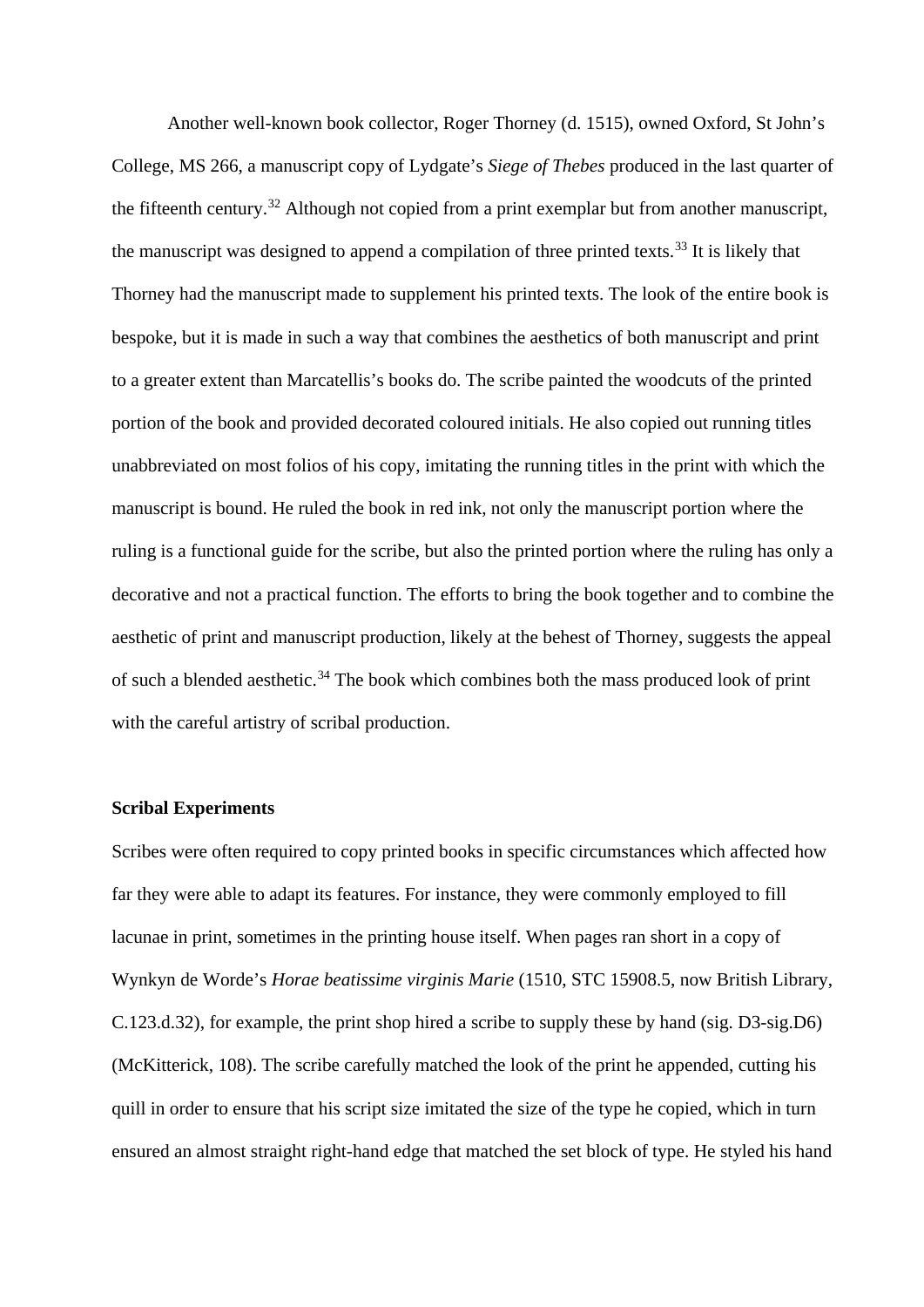Another well-known book collector, Roger Thorney (d. 1515), owned Oxford, St John's College, MS 266, a manuscript copy of Lydgate's *Siege of Thebes* produced in the last quarter of the fifteenth century.[32] Although not copied from a print exemplar but from another manuscript, the manuscript was designed to append a compilation of three printed texts.[33] It is likely that Thorney had the manuscript made to supplement his printed texts. The look of the entire book is bespoke, but it is made in such a way that combines the aesthetics of both manuscript and print to a greater extent than Marcatellis's books do. The scribe painted the woodcuts of the printed portion of the book and provided decorated coloured initials. He also copied out running titles unabbreviated on most folios of his copy, imitating the running titles in the print with which the manuscript is bound. He ruled the book in red ink, not only the manuscript portion where the ruling is a functional guide for the scribe, but also the printed portion where the ruling has only a decorative and not a practical function. The efforts to bring the book together and to combine the aesthetic of print and manuscript production, likely at the behest of Thorney, suggests the appeal of such a blended aesthetic.[34] The book which combines both the mass produced look of print with the careful artistry of scribal production.

**Scribal Experiments**

Scribes were often required to copy printed books in specific circumstances which affected how far they were able to adapt its features. For instance, they were commonly employed to fill lacunae in print, sometimes in the printing house itself. When pages ran short in a copy of Wynkyn de Worde's *Horae beatissime virginis Marie* (1510, STC 15908.5, now British Library, C.123.d.32), for example, the print shop hired a scribe to supply these by hand (sig. D3-sig.D6) (McKitterick, 108). The scribe carefully matched the look of the print he appended, cutting his quill in order to ensure that his script size imitated the size of the type he copied, which in turn ensured an almost straight right-hand edge that matched the set block of type. He styled his hand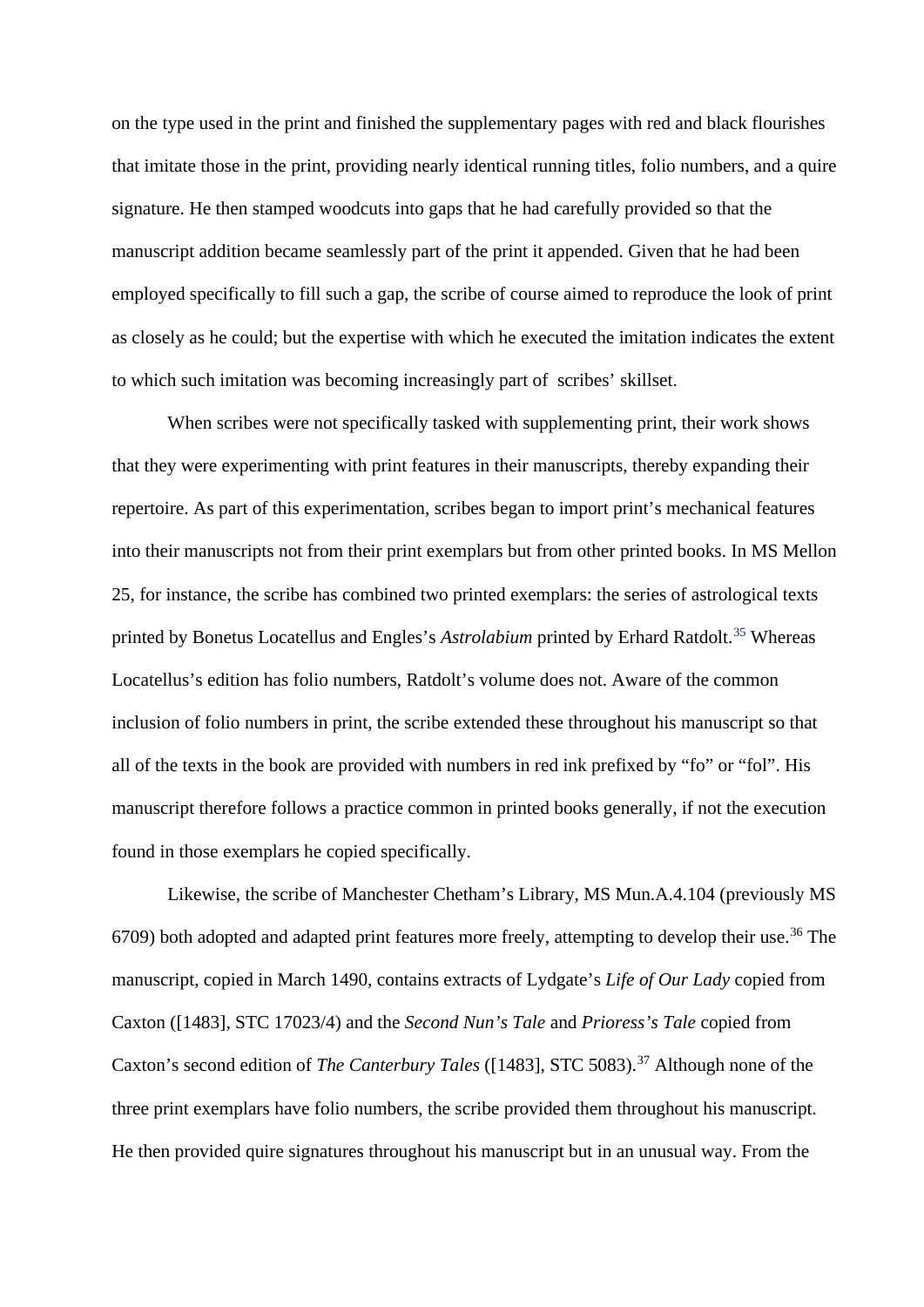on the type used in the print and finished the supplementary pages with red and black flourishes that imitate those in the print, providing nearly identical running titles, folio numbers, and a quire signature. He then stamped woodcuts into gaps that he had carefully provided so that the manuscript addition became seamlessly part of the print it appended. Given that he had been employed specifically to fill such a gap, the scribe of course aimed to reproduce the look of print as closely as he could; but the expertise with which he executed the imitation indicates the extent to which such imitation was becoming increasingly part of scribes' skillset.

When scribes were not specifically tasked with supplementing print, their work shows that they were experimenting with print features in their manuscripts, thereby expanding their repertoire. As part of this experimentation, scribes began to import print's mechanical features into their manuscripts not from their print exemplars but from other printed books. In MS Mellon 25, for instance, the scribe has combined two printed exemplars: the series of astrological texts printed by Bonetus Locatellus and Engles's *Astrolabium* printed by Erhard Ratdolt.[35] Whereas Locatellus's edition has folio numbers, Ratdolt's volume does not. Aware of the common inclusion of folio numbers in print, the scribe extended these throughout his manuscript so that all of the texts in the book are provided with numbers in red ink prefixed by "fo" or "fol". His manuscript therefore follows a practice common in printed books generally, if not the execution found in those exemplars he copied specifically.

Likewise, the scribe of Manchester Chetham's Library, MS Mun.A.4.104 (previously MS 6709) both adopted and adapted print features more freely, attempting to develop their use.[36] The manuscript, copied in March 1490, contains extracts of Lydgate's *Life of Our Lady* copied from Caxton ([1483], STC 17023/4) and the *Second Nun's Tale* and *Prioress's Tale* copied from Caxton's second edition of *The Canterbury Tales* ([1483], STC 5083).[37] Although none of the three print exemplars have folio numbers, the scribe provided them throughout his manuscript. He then provided quire signatures throughout his manuscript but in an unusual way. From the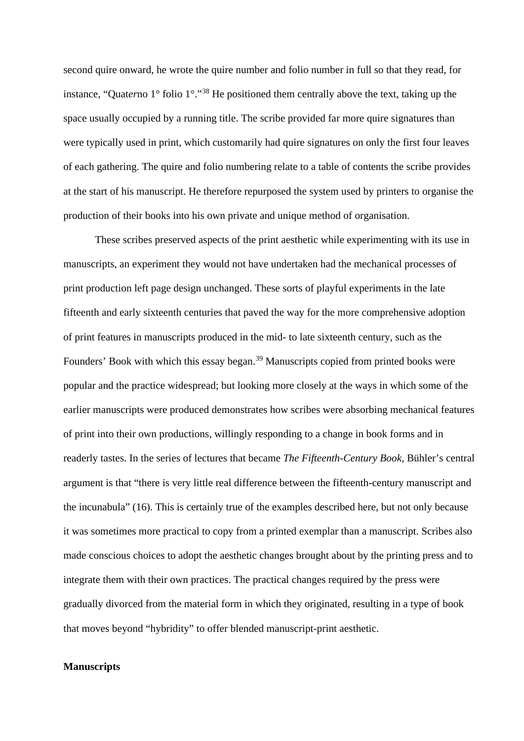second quire onward, he wrote the quire number and folio number in full so that they read, for instance, "Quat*er*no 1° folio 1°."[38] He positioned them centrally above the text, taking up the space usually occupied by a running title. The scribe provided far more quire signatures than were typically used in print, which customarily had quire signatures on only the first four leaves of each gathering. The quire and folio numbering relate to a table of contents the scribe provides at the start of his manuscript. He therefore repurposed the system used by printers to organise the production of their books into his own private and unique method of organisation.

These scribes preserved aspects of the print aesthetic while experimenting with its use in manuscripts, an experiment they would not have undertaken had the mechanical processes of print production left page design unchanged. These sorts of playful experiments in the late fifteenth and early sixteenth centuries that paved the way for the more comprehensive adoption of print features in manuscripts produced in the mid- to late sixteenth century, such as the Founders' Book with which this essay began.[39] Manuscripts copied from printed books were popular and the practice widespread; but looking more closely at the ways in which some of the earlier manuscripts were produced demonstrates how scribes were absorbing mechanical features of print into their own productions, willingly responding to a change in book forms and in readerly tastes. In the series of lectures that became *The Fifteenth-Century Book*, Bühler's central argument is that "there is very little real difference between the fifteenth-century manuscript and the incunabula" (16). This is certainly true of the examples described here, but not only because it was sometimes more practical to copy from a printed exemplar than a manuscript. Scribes also made conscious choices to adopt the aesthetic changes brought about by the printing press and to integrate them with their own practices. The practical changes required by the press were gradually divorced from the material form in which they originated, resulting in a type of book that moves beyond "hybridity" to offer blended manuscript-print aesthetic.

**Manuscripts**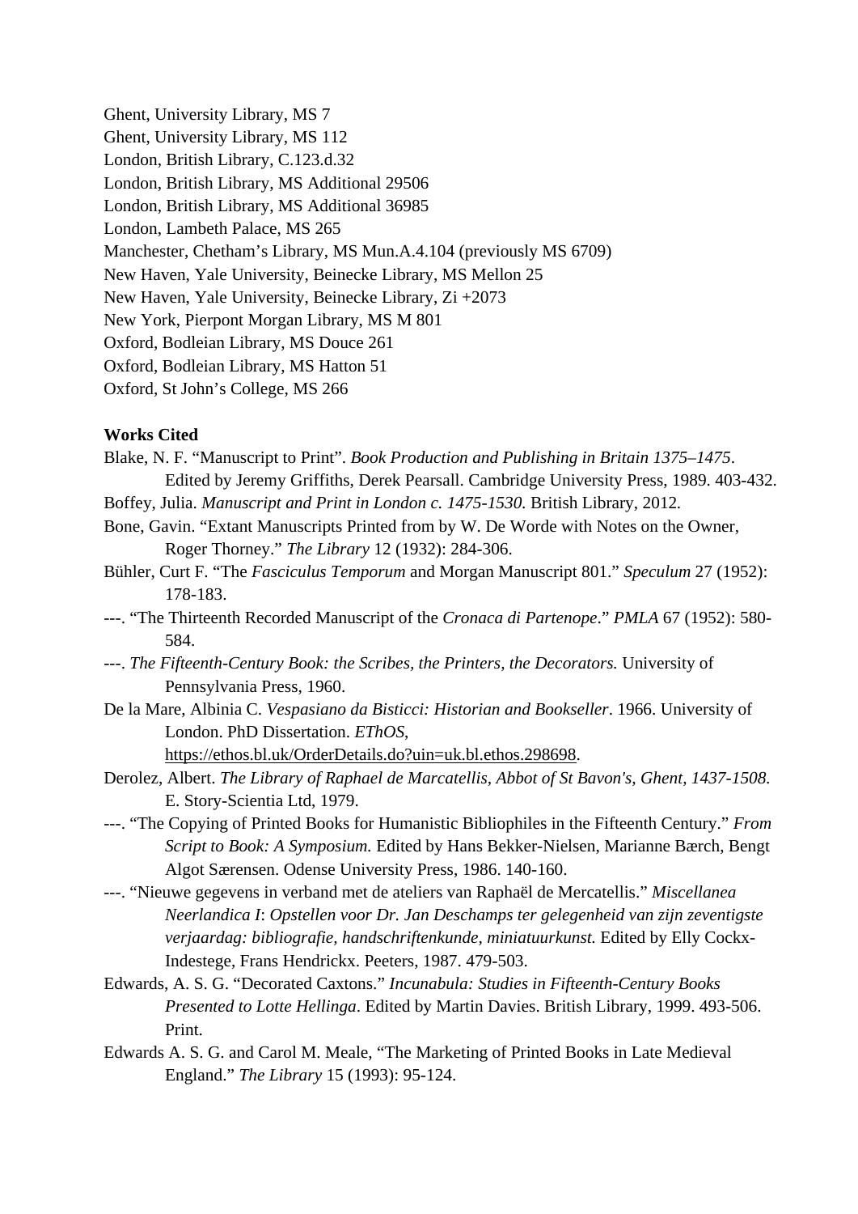Ghent, University Library, MS 7
Ghent, University Library, MS 112
London, British Library, C.123.d.32
London, British Library, MS Additional 29506
London, British Library, MS Additional 36985
London, Lambeth Palace, MS 265
Manchester, Chetham's Library, MS Mun.A.4.104 (previously MS 6709)
New Haven, Yale University, Beinecke Library, MS Mellon 25
New Haven, Yale University, Beinecke Library, Zi +2073
New York, Pierpont Morgan Library, MS M 801
Oxford, Bodleian Library, MS Douce 261
Oxford, Bodleian Library, MS Hatton 51
Oxford, St John's College, MS 266

**Works Cited**

Blake, N. F. "Manuscript to Print". *Book Production and Publishing in Britain 1375–1475*. Edited by Jeremy Griffiths, Derek Pearsall. Cambridge University Press, 1989. 403-432.

Boffey, Julia. *Manuscript and Print in London c. 1475-1530.* British Library, 2012.

Bone, Gavin. "Extant Manuscripts Printed from by W. De Worde with Notes on the Owner, Roger Thorney." *The Library* 12 (1932): 284-306.

Bühler, Curt F. "The *Fasciculus Temporum* and Morgan Manuscript 801." *Speculum* 27 (1952): 178-183.

---. "The Thirteenth Recorded Manuscript of the *Cronaca di Partenope*." *PMLA* 67 (1952): 580-584.

---. *The Fifteenth-Century Book: the Scribes, the Printers, the Decorators.* University of Pennsylvania Press, 1960.

De la Mare, Albinia C. *Vespasiano da Bisticci: Historian and Bookseller*. 1966. University of London. PhD Dissertation. *EThOS*, https://ethos.bl.uk/OrderDetails.do?uin=uk.bl.ethos.298698.

Derolez, Albert. *The Library of Raphael de Marcatellis, Abbot of St Bavon's, Ghent, 1437-1508.* E. Story-Scientia Ltd, 1979.

---. "The Copying of Printed Books for Humanistic Bibliophiles in the Fifteenth Century." *From Script to Book: A Symposium.* Edited by Hans Bekker-Nielsen, Marianne Børch, Bengt Algot Sørensen. Odense University Press, 1986. 140-160.

---. "Nieuwe gegevens in verband met de ateliers van Raphaël de Mercatellis." *Miscellanea Neerlandica I*: *Opstellen voor Dr. Jan Deschamps ter gelegenheid van zijn zeventigste verjaardag: bibliografie, handschriftenkunde, miniatuurkunst.* Edited by Elly Cockx-Indestege, Frans Hendrickx. Peeters, 1987. 479-503.

Edwards, A. S. G. "Decorated Caxtons." *Incunabula: Studies in Fifteenth-Century Books Presented to Lotte Hellinga*. Edited by Martin Davies. British Library, 1999. 493-506. Print.

Edwards A. S. G. and Carol M. Meale, "The Marketing of Printed Books in Late Medieval England." *The Library* 15 (1993): 95-124.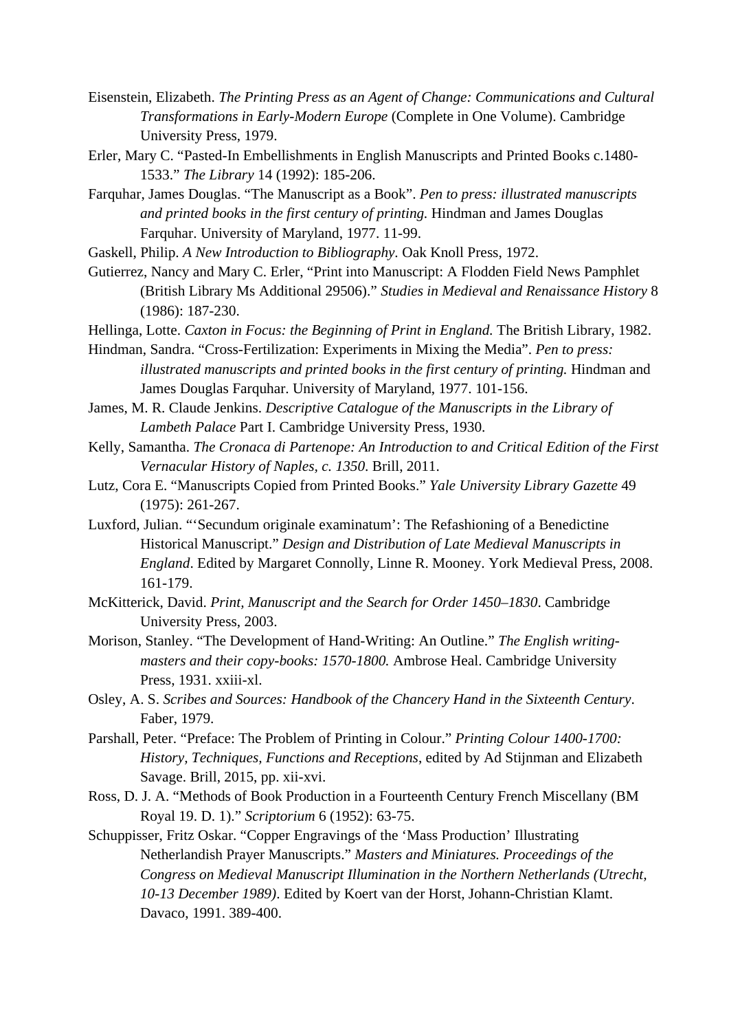Eisenstein, Elizabeth. *The Printing Press as an Agent of Change: Communications and Cultural Transformations in Early-Modern Europe* (Complete in One Volume). Cambridge University Press, 1979.

Erler, Mary C. "Pasted-In Embellishments in English Manuscripts and Printed Books c.1480-1533." *The Library* 14 (1992): 185-206.

Farquhar, James Douglas. "The Manuscript as a Book". *Pen to press: illustrated manuscripts and printed books in the first century of printing.* Hindman and James Douglas Farquhar. University of Maryland, 1977. 11-99.

Gaskell, Philip. *A New Introduction to Bibliography*. Oak Knoll Press, 1972.

Gutierrez, Nancy and Mary C. Erler, "Print into Manuscript: A Flodden Field News Pamphlet (British Library Ms Additional 29506)." *Studies in Medieval and Renaissance History* 8 (1986): 187-230.

Hellinga, Lotte. *Caxton in Focus: the Beginning of Print in England.* The British Library, 1982.

Hindman, Sandra. "Cross-Fertilization: Experiments in Mixing the Media". *Pen to press: illustrated manuscripts and printed books in the first century of printing.* Hindman and James Douglas Farquhar. University of Maryland, 1977. 101-156.

James, M. R. Claude Jenkins. *Descriptive Catalogue of the Manuscripts in the Library of Lambeth Palace* Part I. Cambridge University Press, 1930.

Kelly, Samantha. *The Cronaca di Partenope: An Introduction to and Critical Edition of the First Vernacular History of Naples, c. 1350*. Brill, 2011.

Lutz, Cora E. "Manuscripts Copied from Printed Books." *Yale University Library Gazette* 49 (1975): 261-267.

Luxford, Julian. "'Secundum originale examinatum': The Refashioning of a Benedictine Historical Manuscript." *Design and Distribution of Late Medieval Manuscripts in England*. Edited by Margaret Connolly, Linne R. Mooney. York Medieval Press, 2008. 161-179.

McKitterick, David. *Print, Manuscript and the Search for Order 1450–1830*. Cambridge University Press, 2003.

Morison, Stanley. "The Development of Hand-Writing: An Outline." *The English writing-masters and their copy-books: 1570-1800.* Ambrose Heal. Cambridge University Press, 1931. xxiii-xl.

Osley, A. S. *Scribes and Sources: Handbook of the Chancery Hand in the Sixteenth Century*. Faber, 1979.

Parshall, Peter. "Preface: The Problem of Printing in Colour." *Printing Colour 1400-1700: History, Techniques, Functions and Receptions*, edited by Ad Stijnman and Elizabeth Savage. Brill, 2015, pp. xii-xvi.

Ross, D. J. A. "Methods of Book Production in a Fourteenth Century French Miscellany (BM Royal 19. D. 1)." *Scriptorium* 6 (1952): 63-75.

Schuppisser, Fritz Oskar. "Copper Engravings of the 'Mass Production' Illustrating Netherlandish Prayer Manuscripts." *Masters and Miniatures. Proceedings of the Congress on Medieval Manuscript Illumination in the Northern Netherlands (Utrecht, 10-13 December 1989)*. Edited by Koert van der Horst, Johann-Christian Klamt. Davaco, 1991. 389-400.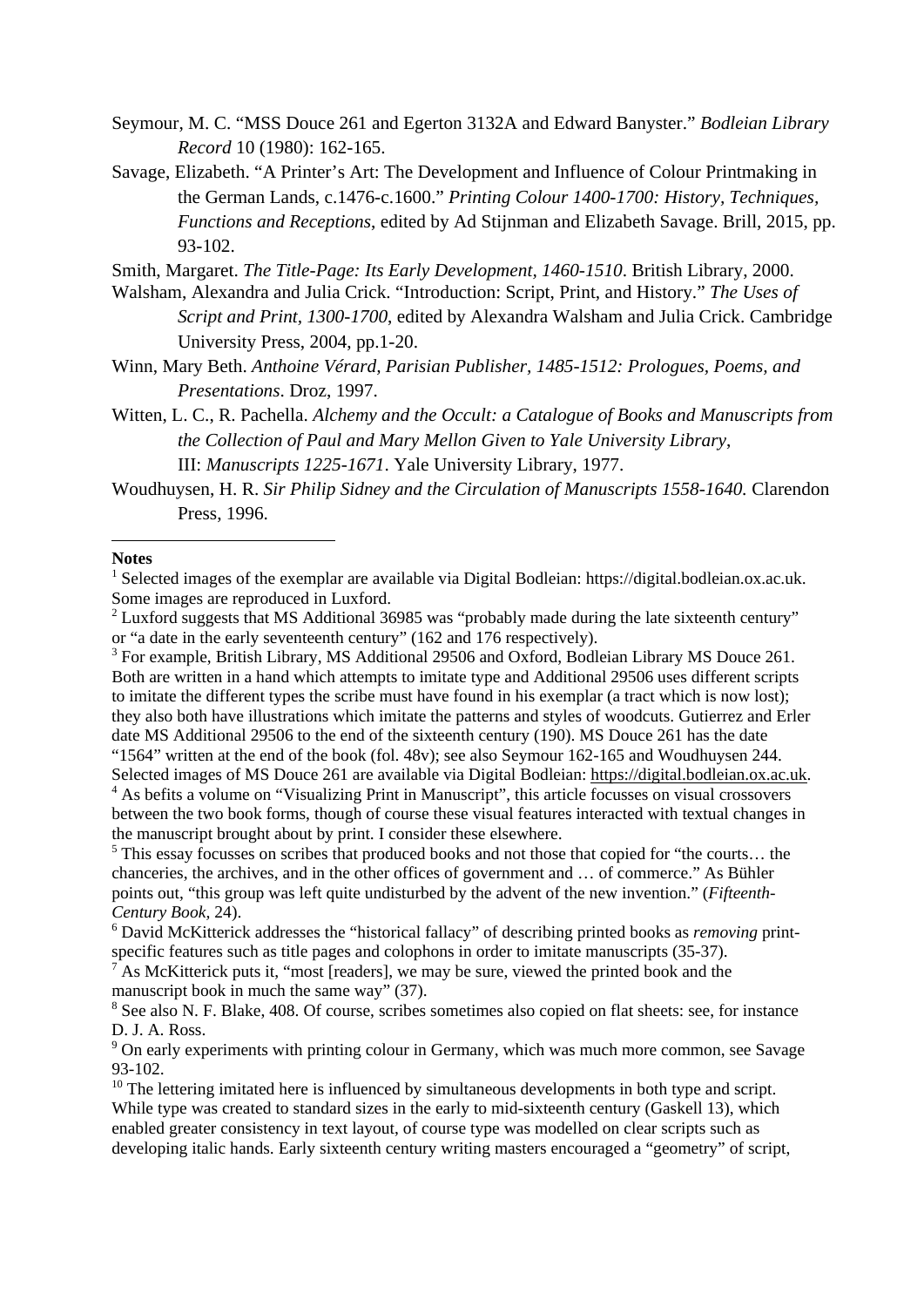Seymour, M. C. "MSS Douce 261 and Egerton 3132A and Edward Banyster." *Bodleian Library Record* 10 (1980): 162-165.

Savage, Elizabeth. "A Printer's Art: The Development and Influence of Colour Printmaking in the German Lands, c.1476-c.1600." *Printing Colour 1400-1700: History, Techniques, Functions and Receptions*, edited by Ad Stijnman and Elizabeth Savage. Brill, 2015, pp. 93-102.

Smith, Margaret. *The Title-Page: Its Early Development, 1460-1510*. British Library, 2000.

Walsham, Alexandra and Julia Crick. "Introduction: Script, Print, and History." *The Uses of Script and Print, 1300-1700*, edited by Alexandra Walsham and Julia Crick. Cambridge University Press, 2004, pp.1-20.

Winn, Mary Beth. *Anthoine Vérard, Parisian Publisher, 1485-1512: Prologues, Poems, and Presentations*. Droz, 1997.

Witten, L. C., R. Pachella. *Alchemy and the Occult: a Catalogue of Books and Manuscripts from the Collection of Paul and Mary Mellon Given to Yale University Library*, III: *Manuscripts 1225-1671*. Yale University Library, 1977.

Woudhuysen, H. R. *Sir Philip Sidney and the Circulation of Manuscripts 1558-1640.* Clarendon Press, 1996.

---

**Notes**

[1] Selected images of the exemplar are available via Digital Bodleian: https://digital.bodleian.ox.ac.uk. Some images are reproduced in Luxford.

[2] Luxford suggests that MS Additional 36985 was "probably made during the late sixteenth century" or "a date in the early seventeenth century" (162 and 176 respectively).

[3] For example, British Library, MS Additional 29506 and Oxford, Bodleian Library MS Douce 261. Both are written in a hand which attempts to imitate type and Additional 29506 uses different scripts to imitate the different types the scribe must have found in his exemplar (a tract which is now lost); they also both have illustrations which imitate the patterns and styles of woodcuts. Gutierrez and Erler date MS Additional 29506 to the end of the sixteenth century (190). MS Douce 261 has the date "1564" written at the end of the book (fol. 48v); see also Seymour 162-165 and Woudhuysen 244. Selected images of MS Douce 261 are available via Digital Bodleian: https://digital.bodleian.ox.ac.uk.

[4] As befits a volume on "Visualizing Print in Manuscript", this article focusses on visual crossovers between the two book forms, though of course these visual features interacted with textual changes in the manuscript brought about by print. I consider these elsewhere.

[5] This essay focusses on scribes that produced books and not those that copied for "the courts… the chanceries, the archives, and in the other offices of government and … of commerce." As Bühler points out, "this group was left quite undisturbed by the advent of the new invention." (*Fifteenth-Century Book*, 24).

[6] David McKitterick addresses the "historical fallacy" of describing printed books as *removing* print-specific features such as title pages and colophons in order to imitate manuscripts (35-37).

[7] As McKitterick puts it, "most [readers], we may be sure, viewed the printed book and the manuscript book in much the same way" (37).

[8] See also N. F. Blake, 408. Of course, scribes sometimes also copied on flat sheets: see, for instance D. J. A. Ross.

[9] On early experiments with printing colour in Germany, which was much more common, see Savage 93-102.

[10] The lettering imitated here is influenced by simultaneous developments in both type and script. While type was created to standard sizes in the early to mid-sixteenth century (Gaskell 13), which enabled greater consistency in text layout, of course type was modelled on clear scripts such as developing italic hands. Early sixteenth century writing masters encouraged a "geometry" of script,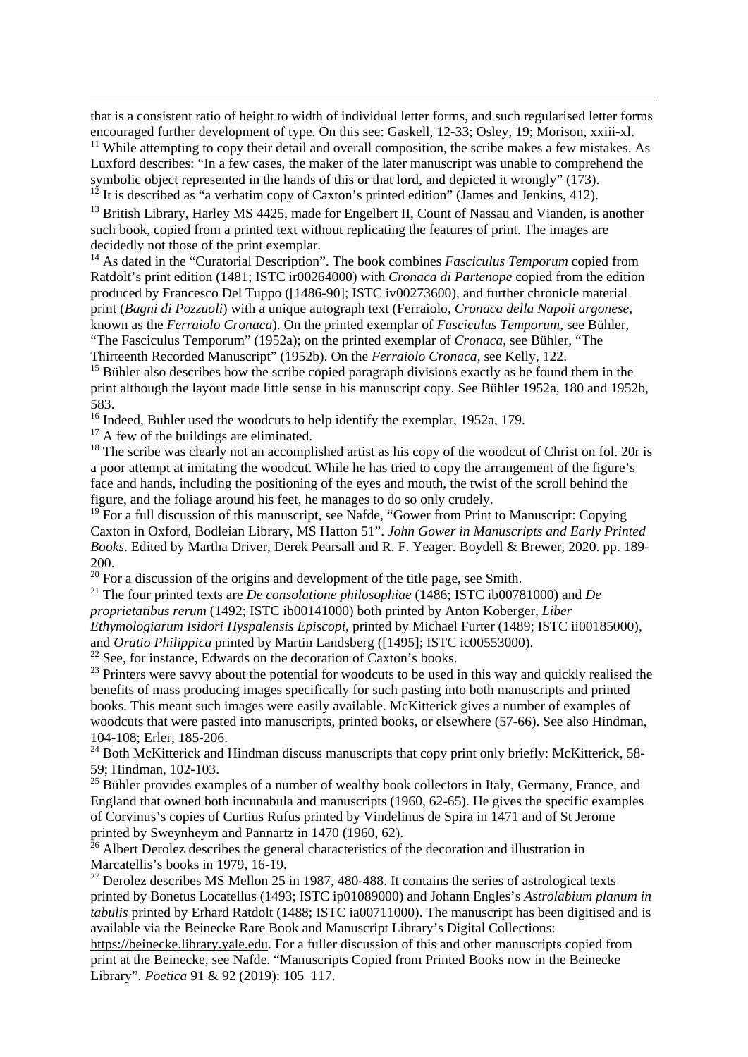that is a consistent ratio of height to width of individual letter forms, and such regularised letter forms encouraged further development of type. On this see: Gaskell, 12-33; Osley, 19; Morison, xxiii-xl.

[11] While attempting to copy their detail and overall composition, the scribe makes a few mistakes. As Luxford describes: "In a few cases, the maker of the later manuscript was unable to comprehend the symbolic object represented in the hands of this or that lord, and depicted it wrongly" (173).

[12] It is described as "a verbatim copy of Caxton's printed edition" (James and Jenkins, 412).

[13] British Library, Harley MS 4425, made for Engelbert II, Count of Nassau and Vianden, is another such book, copied from a printed text without replicating the features of print. The images are decidedly not those of the print exemplar.

[14] As dated in the "Curatorial Description". The book combines *Fasciculus Temporum* copied from Ratdolt's print edition (1481; ISTC ir00264000) with *Cronaca di Partenope* copied from the edition produced by Francesco Del Tuppo ([1486-90]; ISTC iv00273600), and further chronicle material print (*Bagni di Pozzuoli*) with a unique autograph text (Ferraiolo, *Cronaca della Napoli argonese*, known as the *Ferraiolo Cronaca*). On the printed exemplar of *Fasciculus Temporum*, see Bühler, "The Fasciculus Temporum" (1952a); on the printed exemplar of *Cronaca*, see Bühler, "The Thirteenth Recorded Manuscript" (1952b). On the *Ferraiolo Cronaca*, see Kelly, 122.

[15] Bühler also describes how the scribe copied paragraph divisions exactly as he found them in the print although the layout made little sense in his manuscript copy. See Bühler 1952a, 180 and 1952b, 583.

[16] Indeed, Bühler used the woodcuts to help identify the exemplar, 1952a, 179.

[17] A few of the buildings are eliminated.

[18] The scribe was clearly not an accomplished artist as his copy of the woodcut of Christ on fol. 20r is a poor attempt at imitating the woodcut. While he has tried to copy the arrangement of the figure's face and hands, including the positioning of the eyes and mouth, the twist of the scroll behind the figure, and the foliage around his feet, he manages to do so only crudely.

[19] For a full discussion of this manuscript, see Nafde, "Gower from Print to Manuscript: Copying Caxton in Oxford, Bodleian Library, MS Hatton 51". *John Gower in Manuscripts and Early Printed Books*. Edited by Martha Driver, Derek Pearsall and R. F. Yeager. Boydell & Brewer, 2020. pp. 189-200.

[20] For a discussion of the origins and development of the title page, see Smith.

[21] The four printed texts are *De consolatione philosophiae* (1486; ISTC ib00781000) and *De proprietatibus rerum* (1492; ISTC ib00141000) both printed by Anton Koberger, *Liber Ethymologiarum Isidori Hyspalensis Episcopi*, printed by Michael Furter (1489; ISTC ii00185000), and *Oratio Philippica* printed by Martin Landsberg ([1495]; ISTC ic00553000).

[22] See, for instance, Edwards on the decoration of Caxton's books.

[23] Printers were savvy about the potential for woodcuts to be used in this way and quickly realised the benefits of mass producing images specifically for such pasting into both manuscripts and printed books. This meant such images were easily available. McKitterick gives a number of examples of woodcuts that were pasted into manuscripts, printed books, or elsewhere (57-66). See also Hindman, 104-108; Erler, 185-206.

[24] Both McKitterick and Hindman discuss manuscripts that copy print only briefly: McKitterick, 58-59; Hindman, 102-103.

[25] Bühler provides examples of a number of wealthy book collectors in Italy, Germany, France, and England that owned both incunabula and manuscripts (1960, 62-65). He gives the specific examples of Corvinus's copies of Curtius Rufus printed by Vindelinus de Spira in 1471 and of St Jerome printed by Sweynheym and Pannartz in 1470 (1960, 62).

[26] Albert Derolez describes the general characteristics of the decoration and illustration in Marcatellis's books in 1979, 16-19.

[27] Derolez describes MS Mellon 25 in 1987, 480-488. It contains the series of astrological texts printed by Bonetus Locatellus (1493; ISTC ip01089000) and Johann Engles's *Astrolabium planum in tabulis* printed by Erhard Ratdolt (1488; ISTC ia00711000). The manuscript has been digitised and is available via the Beinecke Rare Book and Manuscript Library's Digital Collections: https://beinecke.library.yale.edu. For a fuller discussion of this and other manuscripts copied from print at the Beinecke, see Nafde. "Manuscripts Copied from Printed Books now in the Beinecke Library". *Poetica* 91 & 92 (2019): 105–117.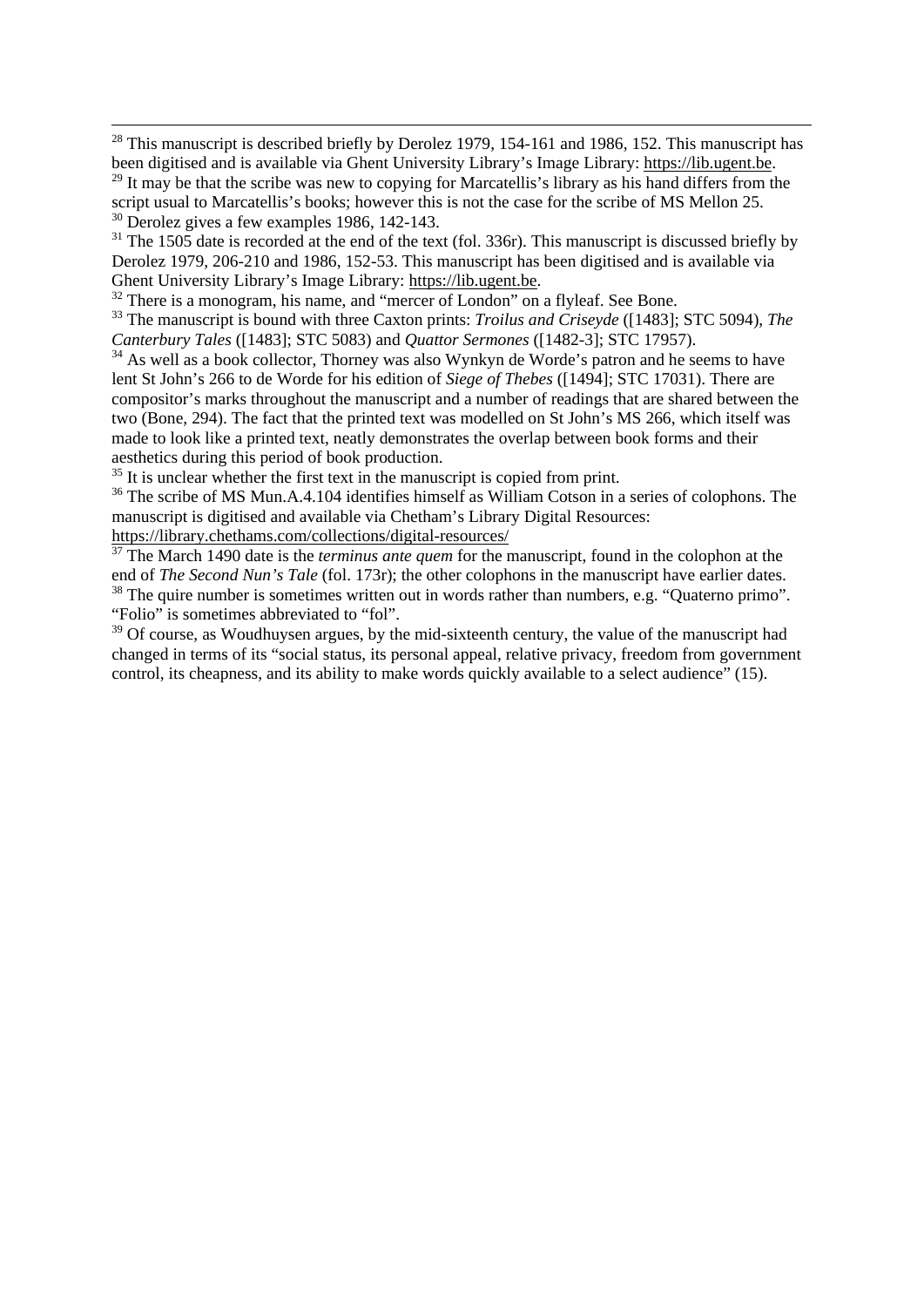[28] This manuscript is described briefly by Derolez 1979, 154-161 and 1986, 152. This manuscript has been digitised and is available via Ghent University Library's Image Library: https://lib.ugent.be.

[29] It may be that the scribe was new to copying for Marcatellis's library as his hand differs from the script usual to Marcatellis's books; however this is not the case for the scribe of MS Mellon 25.

[30] Derolez gives a few examples 1986, 142-143.

[31] The 1505 date is recorded at the end of the text (fol. 336r). This manuscript is discussed briefly by Derolez 1979, 206-210 and 1986, 152-53. This manuscript has been digitised and is available via Ghent University Library's Image Library: https://lib.ugent.be.

[32] There is a monogram, his name, and "mercer of London" on a flyleaf. See Bone.

[33] The manuscript is bound with three Caxton prints: *Troilus and Criseyde* ([1483]; STC 5094), *The Canterbury Tales* ([1483]; STC 5083) and *Quattor Sermones* ([1482-3]; STC 17957).

[34] As well as a book collector, Thorney was also Wynkyn de Worde's patron and he seems to have lent St John's 266 to de Worde for his edition of *Siege of Thebes* ([1494]; STC 17031). There are compositor's marks throughout the manuscript and a number of readings that are shared between the two (Bone, 294). The fact that the printed text was modelled on St John's MS 266, which itself was made to look like a printed text, neatly demonstrates the overlap between book forms and their aesthetics during this period of book production.

[35] It is unclear whether the first text in the manuscript is copied from print.

[36] The scribe of MS Mun.A.4.104 identifies himself as William Cotson in a series of colophons. The manuscript is digitised and available via Chetham's Library Digital Resources: https://library.chethams.com/collections/digital-resources/

[37] The March 1490 date is the *terminus ante quem* for the manuscript, found in the colophon at the end of *The Second Nun's Tale* (fol. 173r); the other colophons in the manuscript have earlier dates.

[38] The quire number is sometimes written out in words rather than numbers, e.g. "Quaterno primo". "Folio" is sometimes abbreviated to "fol".

[39] Of course, as Woudhuysen argues, by the mid-sixteenth century, the value of the manuscript had changed in terms of its "social status, its personal appeal, relative privacy, freedom from government control, its cheapness, and its ability to make words quickly available to a select audience" (15).